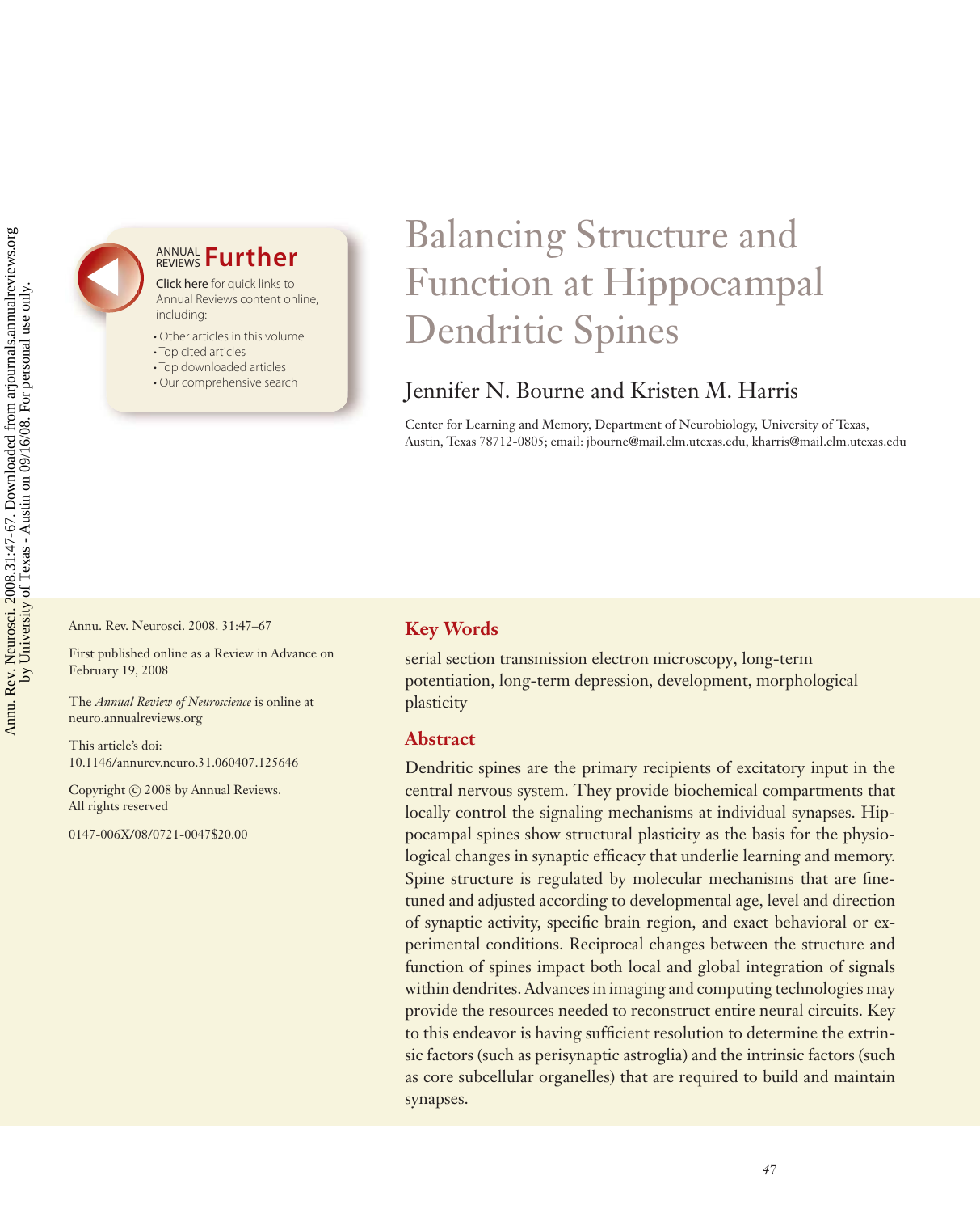# Balancing Structure and Function at Hippocampal Dendritic Spines

Jennifer N. Bourne and Kristen M. Harris

Center for Learning and Memory, Department of Neurobiology, University of Texas, Austin, Texas 78712-0805; email: jbourne@mail.clm.utexas.edu, kharris@mail.clm.utexas.edu

Annu. Rev. Neurosci. 2008. 31:47–67

First published online as a Review in Advance on February 19, 2008

The *Annual Review of Neuroscience* is online at neuro.annualreviews.org

This article's doi: 10.1146/annurev.neuro.31.060407.125646

Copyright © 2008 by Annual Reviews. All rights reserved

0147-006X/08/0721-0047$20.00

## Key Words

serial section transmission electron microscopy, long-term potentiation, long-term depression, development, morphological plasticity

## Abstract

Dendritic spines are the primary recipients of excitatory input in the central nervous system. They provide biochemical compartments that locally control the signaling mechanisms at individual synapses. Hippocampal spines show structural plasticity as the basis for the physiological changes in synaptic efficacy that underlie learning and memory. Spine structure is regulated by molecular mechanisms that are fine-tuned and adjusted according to developmental age, level and direction of synaptic activity, specific brain region, and exact behavioral or experimental conditions. Reciprocal changes between the structure and function of spines impact both local and global integration of signals within dendrites. Advances in imaging and computing technologies may provide the resources needed to reconstruct entire neural circuits. Key to this endeavor is having sufficient resolution to determine the extrinsic factors (such as perisynaptic astroglia) and the intrinsic factors (such as core subcellular organelles) that are required to build and maintain synapses.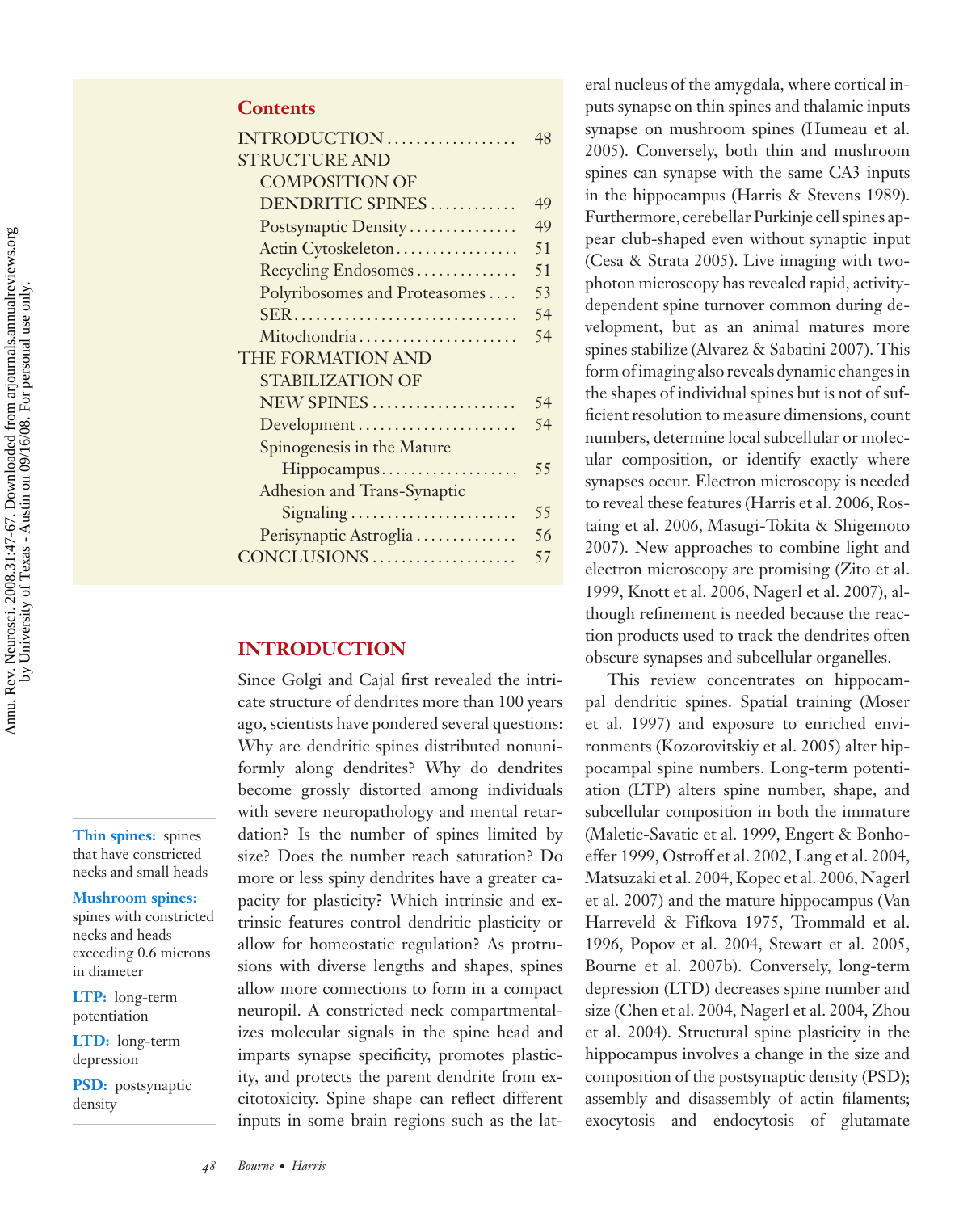## Contents

| | |
|---|---|
| INTRODUCTION | 48 |
| STRUCTURE AND COMPOSITION OF DENDRITIC SPINES | 49 |
| Postsynaptic Density | 49 |
| Actin Cytoskeleton | 51 |
| Recycling Endosomes | 51 |
| Polyribosomes and Proteasomes | 53 |
| SER | 54 |
| Mitochondria | 54 |
| THE FORMATION AND STABILIZATION OF NEW SPINES | 54 |
| Development | 54 |
| Spinogenesis in the Mature Hippocampus | 55 |
| Adhesion and Trans-Synaptic Signaling | 55 |
| Perisynaptic Astroglia | 56 |
| CONCLUSIONS | 57 |

**Thin spines:** spines that have constricted necks and small heads

**Mushroom spines:** spines with constricted necks and heads exceeding 0.6 microns in diameter

**LTP:** long-term potentiation

**LTD:** long-term depression

**PSD:** postsynaptic density

## INTRODUCTION

Since Golgi and Cajal first revealed the intricate structure of dendrites more than 100 years ago, scientists have pondered several questions: Why are dendritic spines distributed nonuniformly along dendrites? Why do dendrites become grossly distorted among individuals with severe neuropathology and mental retardation? Is the number of spines limited by size? Does the number reach saturation? Do more or less spiny dendrites have a greater capacity for plasticity? Which intrinsic and extrinsic features control dendritic plasticity or allow for homeostatic regulation? As protrusions with diverse lengths and shapes, spines allow more connections to form in a compact neuropil. A constricted neck compartmentalizes molecular signals in the spine head and imparts synapse specificity, promotes plasticity, and protects the parent dendrite from excitotoxicity. Spine shape can reflect different inputs in some brain regions such as the lateral nucleus of the amygdala, where cortical inputs synapse on thin spines and thalamic inputs synapse on mushroom spines (Humeau et al. 2005). Conversely, both thin and mushroom spines can synapse with the same CA3 inputs in the hippocampus (Harris & Stevens 1989). Furthermore, cerebellar Purkinje cell spines appear club-shaped even without synaptic input (Cesa & Strata 2005). Live imaging with two-photon microscopy has revealed rapid, activity-dependent spine turnover common during development, but as an animal matures more spines stabilize (Alvarez & Sabatini 2007). This form of imaging also reveals dynamic changes in the shapes of individual spines but is not of sufficient resolution to measure dimensions, count numbers, determine local subcellular or molecular composition, or identify exactly where synapses occur. Electron microscopy is needed to reveal these features (Harris et al. 2006, Rostaing et al. 2006, Masugi-Tokita & Shigemoto 2007). New approaches to combine light and electron microscopy are promising (Zito et al. 1999, Knott et al. 2006, Nagerl et al. 2007), although refinement is needed because the reaction products used to track the dendrites often obscure synapses and subcellular organelles.

This review concentrates on hippocampal dendritic spines. Spatial training (Moser et al. 1997) and exposure to enriched environments (Kozorovitskiy et al. 2005) alter hippocampal spine numbers. Long-term potentiation (LTP) alters spine number, shape, and subcellular composition in both the immature (Maletic-Savatic et al. 1999, Engert & Bonhoeffer 1999, Ostroff et al. 2002, Lang et al. 2004, Matsuzaki et al. 2004, Kopec et al. 2006, Nagerl et al. 2007) and the mature hippocampus (Van Harreveld & Fifkova 1975, Trommald et al. 1996, Popov et al. 2004, Stewart et al. 2005, Bourne et al. 2007b). Conversely, long-term depression (LTD) decreases spine number and size (Chen et al. 2004, Nagerl et al. 2004, Zhou et al. 2004). Structural spine plasticity in the hippocampus involves a change in the size and composition of the postsynaptic density (PSD); assembly and disassembly of actin filaments; exocytosis and endocytosis of glutamate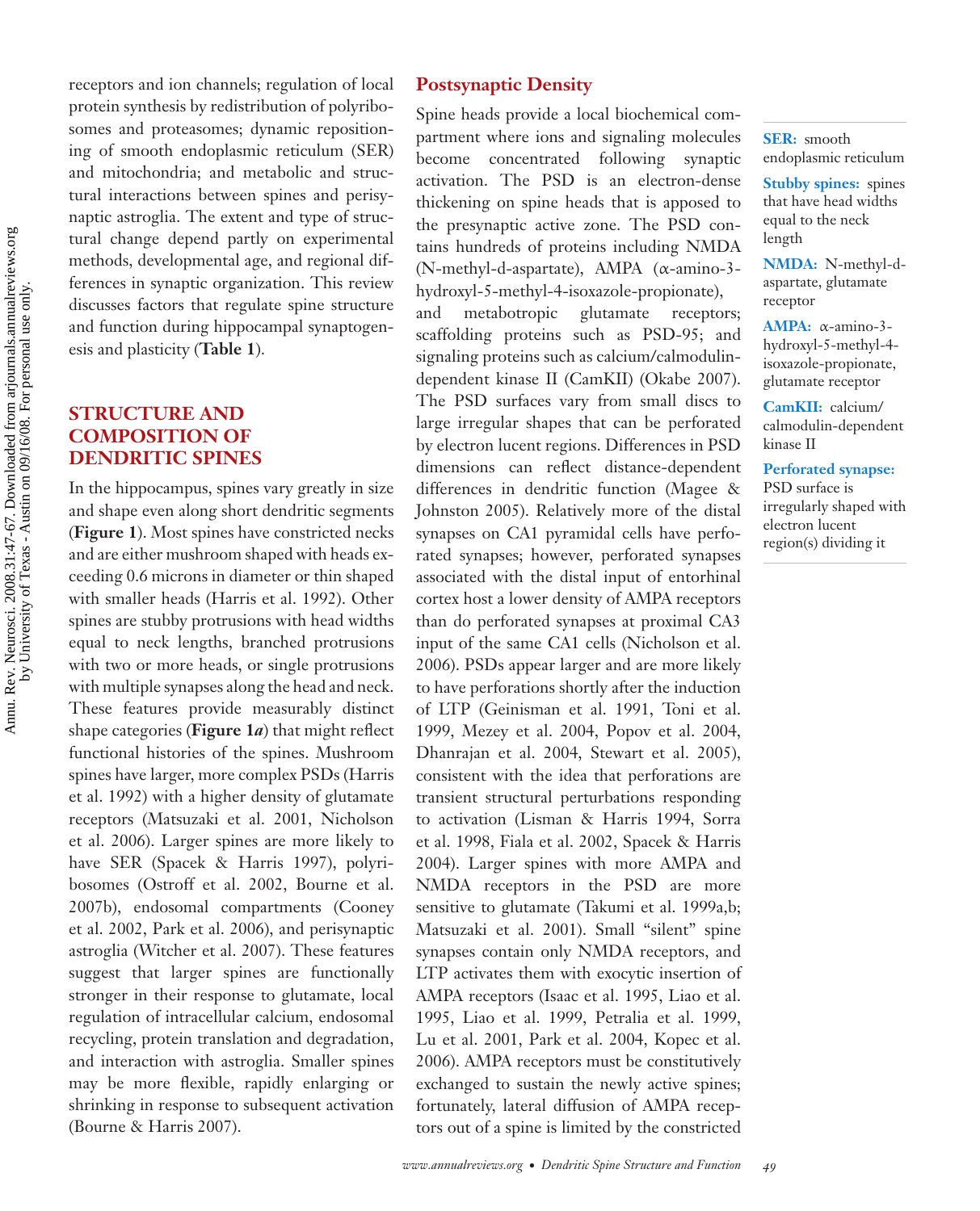receptors and ion channels; regulation of local protein synthesis by redistribution of polyribosomes and proteasomes; dynamic repositioning of smooth endoplasmic reticulum (SER) and mitochondria; and metabolic and structural interactions between spines and perisynaptic astroglia. The extent and type of structural change depend partly on experimental methods, developmental age, and regional differences in synaptic organization. This review discusses factors that regulate spine structure and function during hippocampal synaptogenesis and plasticity (**Table 1**).

## STRUCTURE AND COMPOSITION OF DENDRITIC SPINES

In the hippocampus, spines vary greatly in size and shape even along short dendritic segments (**Figure 1**). Most spines have constricted necks and are either mushroom shaped with heads exceeding 0.6 microns in diameter or thin shaped with smaller heads (Harris et al. 1992). Other spines are stubby protrusions with head widths equal to neck lengths, branched protrusions with two or more heads, or single protrusions with multiple synapses along the head and neck. These features provide measurably distinct shape categories (**Figure 1*a***) that might reflect functional histories of the spines. Mushroom spines have larger, more complex PSDs (Harris et al. 1992) with a higher density of glutamate receptors (Matsuzaki et al. 2001, Nicholson et al. 2006). Larger spines are more likely to have SER (Spacek & Harris 1997), polyribosomes (Ostroff et al. 2002, Bourne et al. 2007b), endosomal compartments (Cooney et al. 2002, Park et al. 2006), and perisynaptic astroglia (Witcher et al. 2007). These features suggest that larger spines are functionally stronger in their response to glutamate, local regulation of intracellular calcium, endosomal recycling, protein translation and degradation, and interaction with astroglia. Smaller spines may be more flexible, rapidly enlarging or shrinking in response to subsequent activation (Bourne & Harris 2007).

### Postsynaptic Density

Spine heads provide a local biochemical compartment where ions and signaling molecules become concentrated following synaptic activation. The PSD is an electron-dense thickening on spine heads that is apposed to the presynaptic active zone. The PSD contains hundreds of proteins including NMDA (N-methyl-d-aspartate), AMPA (α-amino-3-hydroxyl-5-methyl-4-isoxazole-propionate), and metabotropic glutamate receptors; scaffolding proteins such as PSD-95; and signaling proteins such as calcium/calmodulin-dependent kinase II (CamKII) (Okabe 2007). The PSD surfaces vary from small discs to large irregular shapes that can be perforated by electron lucent regions. Differences in PSD dimensions can reflect distance-dependent differences in dendritic function (Magee & Johnston 2005). Relatively more of the distal synapses on CA1 pyramidal cells have perforated synapses; however, perforated synapses associated with the distal input of entorhinal cortex host a lower density of AMPA receptors than do perforated synapses at proximal CA3 input of the same CA1 cells (Nicholson et al. 2006). PSDs appear larger and are more likely to have perforations shortly after the induction of LTP (Geinisman et al. 1991, Toni et al. 1999, Mezey et al. 2004, Popov et al. 2004, Dhanrajan et al. 2004, Stewart et al. 2005), consistent with the idea that perforations are transient structural perturbations responding to activation (Lisman & Harris 1994, Sorra et al. 1998, Fiala et al. 2002, Spacek & Harris 2004). Larger spines with more AMPA and NMDA receptors in the PSD are more sensitive to glutamate (Takumi et al. 1999a,b; Matsuzaki et al. 2001). Small "silent" spine synapses contain only NMDA receptors, and LTP activates them with exocytic insertion of AMPA receptors (Isaac et al. 1995, Liao et al. 1995, Liao et al. 1999, Petralia et al. 1999, Lu et al. 2001, Park et al. 2004, Kopec et al. 2006). AMPA receptors must be constitutively exchanged to sustain the newly active spines; fortunately, lateral diffusion of AMPA receptors out of a spine is limited by the constricted

**SER:** smooth endoplasmic reticulum

**Stubby spines:** spines that have head widths equal to the neck length

**NMDA:** N-methyl-d-aspartate, glutamate receptor

**AMPA:** α-amino-3-hydroxyl-5-methyl-4-isoxazole-propionate, glutamate receptor

**CamKII:** calcium/calmodulin-dependent kinase II

**Perforated synapse:** PSD surface is irregularly shaped with electron lucent region(s) dividing it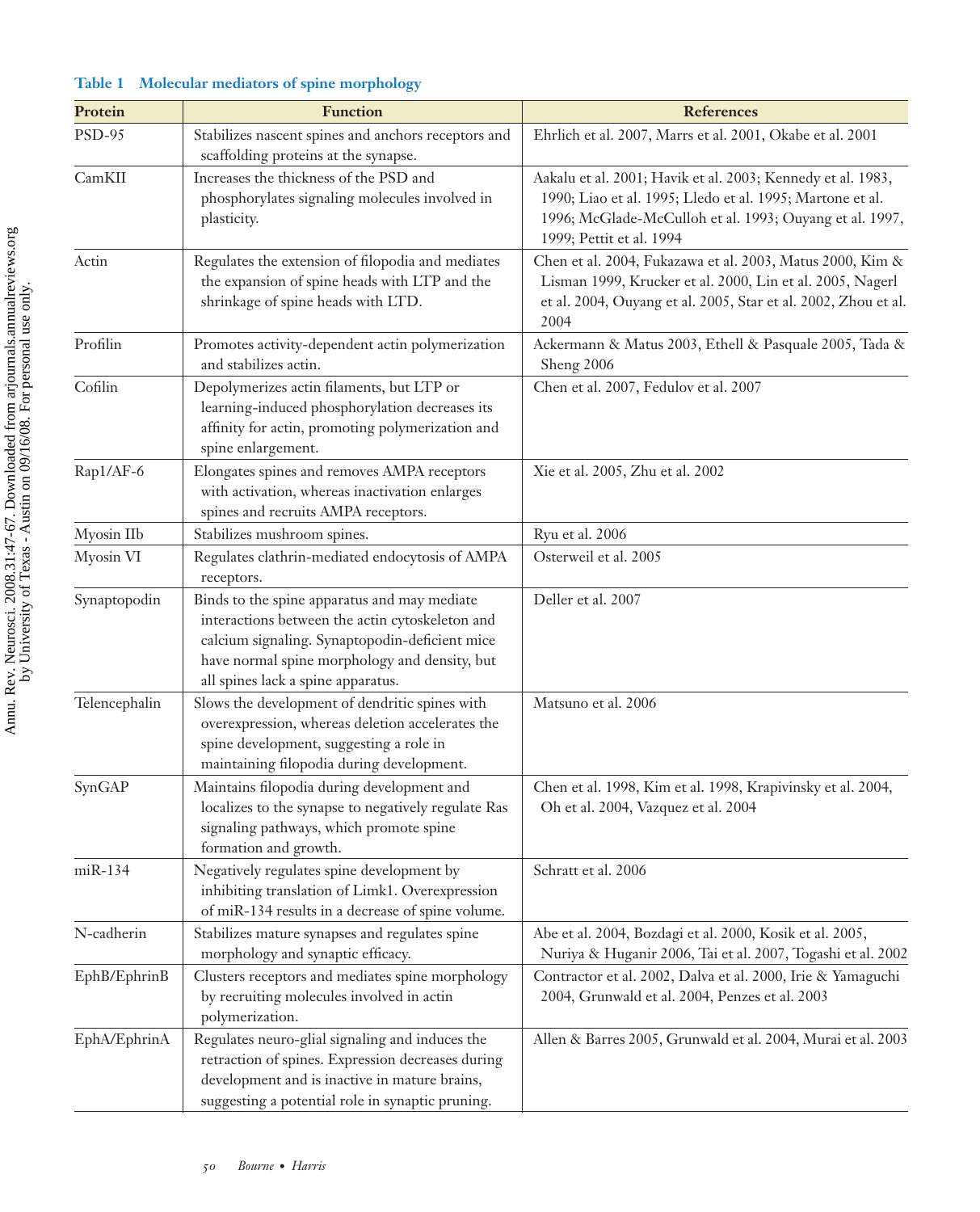**Table 1 Molecular mediators of spine morphology**

| Protein | Function | References |
|---|---|---|
| PSD-95 | Stabilizes nascent spines and anchors receptors and scaffolding proteins at the synapse. | Ehrlich et al. 2007, Marrs et al. 2001, Okabe et al. 2001 |
| CamKII | Increases the thickness of the PSD and phosphorylates signaling molecules involved in plasticity. | Aakalu et al. 2001; Havik et al. 2003; Kennedy et al. 1983, 1990; Liao et al. 1995; Lledo et al. 1995; Martone et al. 1996; McGlade-McCulloh et al. 1993; Ouyang et al. 1997, 1999; Pettit et al. 1994 |
| Actin | Regulates the extension of filopodia and mediates the expansion of spine heads with LTP and the shrinkage of spine heads with LTD. | Chen et al. 2004, Fukazawa et al. 2003, Matus 2000, Kim & Lisman 1999, Krucker et al. 2000, Lin et al. 2005, Nagerl et al. 2004, Ouyang et al. 2005, Star et al. 2002, Zhou et al. 2004 |
| Profilin | Promotes activity-dependent actin polymerization and stabilizes actin. | Ackermann & Matus 2003, Ethell & Pasquale 2005, Tada & Sheng 2006 |
| Cofilin | Depolymerizes actin filaments, but LTP or learning-induced phosphorylation decreases its affinity for actin, promoting polymerization and spine enlargement. | Chen et al. 2007, Fedulov et al. 2007 |
| Rap1/AF-6 | Elongates spines and removes AMPA receptors with activation, whereas inactivation enlarges spines and recruits AMPA receptors. | Xie et al. 2005, Zhu et al. 2002 |
| Myosin IIb | Stabilizes mushroom spines. | Ryu et al. 2006 |
| Myosin VI | Regulates clathrin-mediated endocytosis of AMPA receptors. | Osterweil et al. 2005 |
| Synaptopodin | Binds to the spine apparatus and may mediate interactions between the actin cytoskeleton and calcium signaling. Synaptopodin-deficient mice have normal spine morphology and density, but all spines lack a spine apparatus. | Deller et al. 2007 |
| Telencephalin | Slows the development of dendritic spines with overexpression, whereas deletion accelerates the spine development, suggesting a role in maintaining filopodia during development. | Matsuno et al. 2006 |
| SynGAP | Maintains filopodia during development and localizes to the synapse to negatively regulate Ras signaling pathways, which promote spine formation and growth. | Chen et al. 1998, Kim et al. 1998, Krapivinsky et al. 2004, Oh et al. 2004, Vazquez et al. 2004 |
| miR-134 | Negatively regulates spine development by inhibiting translation of Limk1. Overexpression of miR-134 results in a decrease of spine volume. | Schratt et al. 2006 |
| N-cadherin | Stabilizes mature synapses and regulates spine morphology and synaptic efficacy. | Abe et al. 2004, Bozdagi et al. 2000, Kosik et al. 2005, Nuriya & Huganir 2006, Tai et al. 2007, Togashi et al. 2002 |
| EphB/EphrinB | Clusters receptors and mediates spine morphology by recruiting molecules involved in actin polymerization. | Contractor et al. 2002, Dalva et al. 2000, Irie & Yamaguchi 2004, Grunwald et al. 2004, Penzes et al. 2003 |
| EphA/EphrinA | Regulates neuro-glial signaling and induces the retraction of spines. Expression decreases during development and is inactive in mature brains, suggesting a potential role in synaptic pruning. | Allen & Barres 2005, Grunwald et al. 2004, Murai et al. 2003 |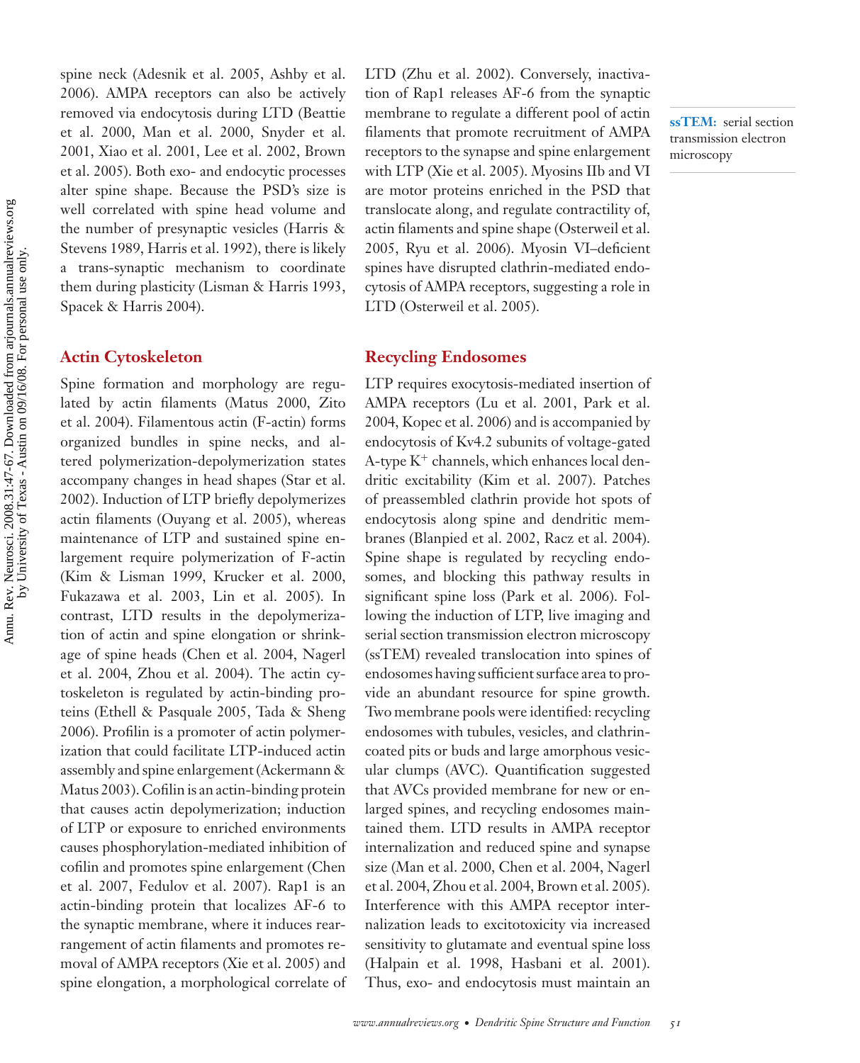spine neck (Adesnik et al. 2005, Ashby et al. 2006). AMPA receptors can also be actively removed via endocytosis during LTD (Beattie et al. 2000, Man et al. 2000, Snyder et al. 2001, Xiao et al. 2001, Lee et al. 2002, Brown et al. 2005). Both exo- and endocytic processes alter spine shape. Because the PSD's size is well correlated with spine head volume and the number of presynaptic vesicles (Harris & Stevens 1989, Harris et al. 1992), there is likely a trans-synaptic mechanism to coordinate them during plasticity (Lisman & Harris 1993, Spacek & Harris 2004).

## Actin Cytoskeleton

Spine formation and morphology are regulated by actin filaments (Matus 2000, Zito et al. 2004). Filamentous actin (F-actin) forms organized bundles in spine necks, and altered polymerization-depolymerization states accompany changes in head shapes (Star et al. 2002). Induction of LTP briefly depolymerizes actin filaments (Ouyang et al. 2005), whereas maintenance of LTP and sustained spine enlargement require polymerization of F-actin (Kim & Lisman 1999, Krucker et al. 2000, Fukazawa et al. 2003, Lin et al. 2005). In contrast, LTD results in the depolymerization of actin and spine elongation or shrinkage of spine heads (Chen et al. 2004, Nagerl et al. 2004, Zhou et al. 2004). The actin cytoskeleton is regulated by actin-binding proteins (Ethell & Pasquale 2005, Tada & Sheng 2006). Profilin is a promoter of actin polymerization that could facilitate LTP-induced actin assembly and spine enlargement (Ackermann & Matus 2003). Cofilin is an actin-binding protein that causes actin depolymerization; induction of LTP or exposure to enriched environments causes phosphorylation-mediated inhibition of cofilin and promotes spine enlargement (Chen et al. 2007, Fedulov et al. 2007). Rap1 is an actin-binding protein that localizes AF-6 to the synaptic membrane, where it induces rearrangement of actin filaments and promotes removal of AMPA receptors (Xie et al. 2005) and spine elongation, a morphological correlate of LTD (Zhu et al. 2002). Conversely, inactivation of Rap1 releases AF-6 from the synaptic membrane to regulate a different pool of actin filaments that promote recruitment of AMPA receptors to the synapse and spine enlargement with LTP (Xie et al. 2005). Myosins IIb and VI are motor proteins enriched in the PSD that translocate along, and regulate contractility of, actin filaments and spine shape (Osterweil et al. 2005, Ryu et al. 2006). Myosin VI–deficient spines have disrupted clathrin-mediated endocytosis of AMPA receptors, suggesting a role in LTD (Osterweil et al. 2005).

**ssTEM:** serial section transmission electron microscopy

## Recycling Endosomes

LTP requires exocytosis-mediated insertion of AMPA receptors (Lu et al. 2001, Park et al. 2004, Kopec et al. 2006) and is accompanied by endocytosis of Kv4.2 subunits of voltage-gated A-type $K^+$ channels, which enhances local dendritic excitability (Kim et al. 2007). Patches of preassembled clathrin provide hot spots of endocytosis along spine and dendritic membranes (Blanpied et al. 2002, Racz et al. 2004). Spine shape is regulated by recycling endosomes, and blocking this pathway results in significant spine loss (Park et al. 2006). Following the induction of LTP, live imaging and serial section transmission electron microscopy (ssTEM) revealed translocation into spines of endosomes having sufficient surface area to provide an abundant resource for spine growth. Two membrane pools were identified: recycling endosomes with tubules, vesicles, and clathrin-coated pits or buds and large amorphous vesicular clumps (AVC). Quantification suggested that AVCs provided membrane for new or enlarged spines, and recycling endosomes maintained them. LTD results in AMPA receptor internalization and reduced spine and synapse size (Man et al. 2000, Chen et al. 2004, Nagerl et al. 2004, Zhou et al. 2004, Brown et al. 2005). Interference with this AMPA receptor internalization leads to excitotoxicity via increased sensitivity to glutamate and eventual spine loss (Halpain et al. 1998, Hasbani et al. 2001). Thus, exo- and endocytosis must maintain an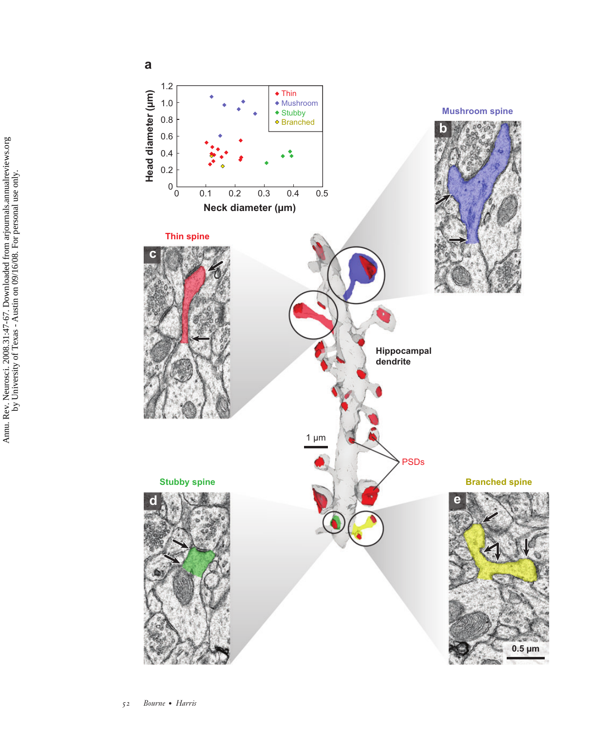**a**

Head diameter (μm) vs. Neck diameter (μm)

- Thin
- Mushroom
- Stubby
- Branched

**b** Mushroom spine

**c** Thin spine

Hippocampal dendrite

1 μm

PSDs

**d** Stubby spine

**e** Branched spine

0.5 μm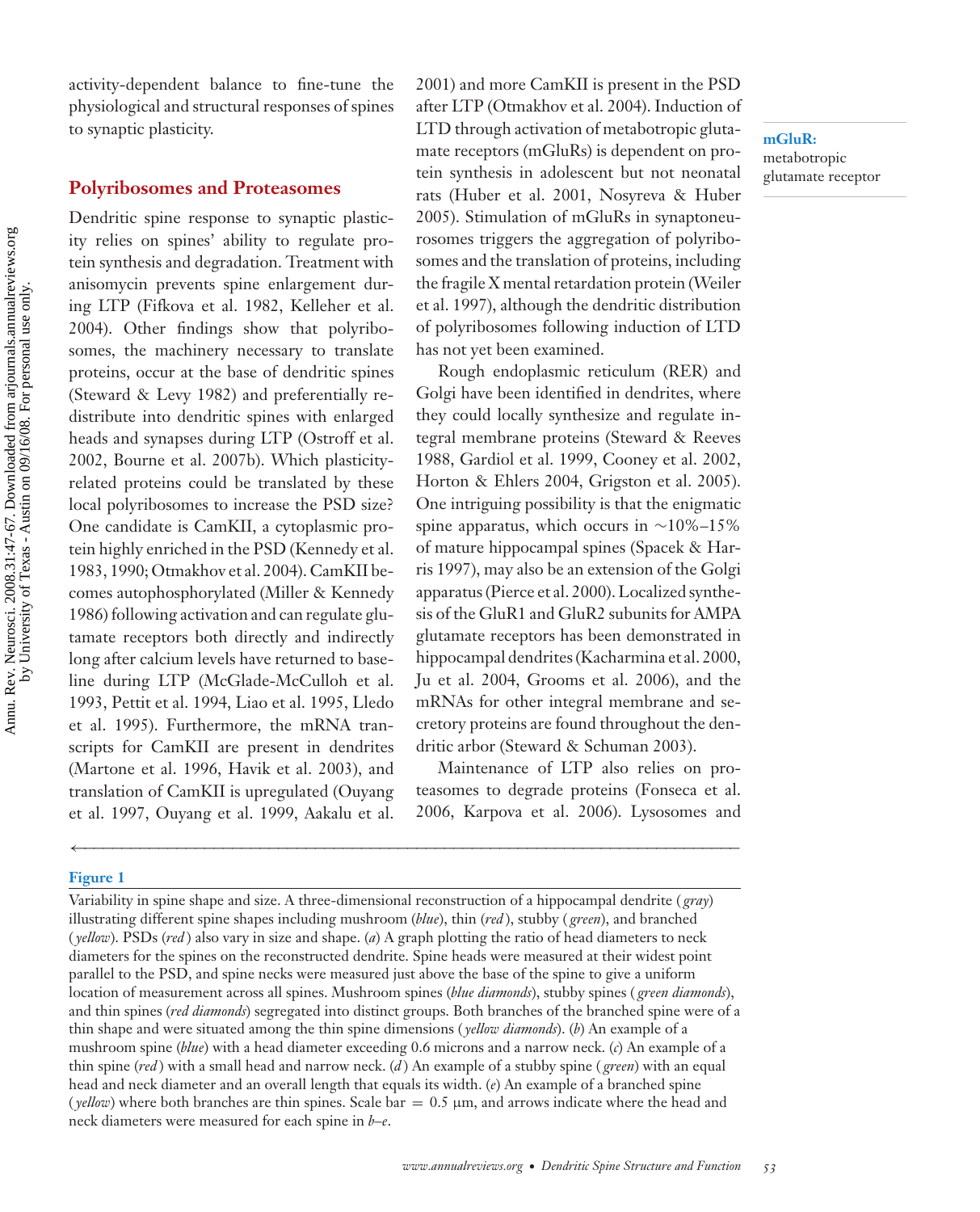activity-dependent balance to fine-tune the physiological and structural responses of spines to synaptic plasticity.

## Polyribosomes and Proteasomes

Dendritic spine response to synaptic plasticity relies on spines' ability to regulate protein synthesis and degradation. Treatment with anisomycin prevents spine enlargement during LTP (Fifkova et al. 1982, Kelleher et al. 2004). Other findings show that polyribosomes, the machinery necessary to translate proteins, occur at the base of dendritic spines (Steward & Levy 1982) and preferentially redistribute into dendritic spines with enlarged heads and synapses during LTP (Ostroff et al. 2002, Bourne et al. 2007b). Which plasticity-related proteins could be translated by these local polyribosomes to increase the PSD size? One candidate is CamKII, a cytoplasmic protein highly enriched in the PSD (Kennedy et al. 1983, 1990; Otmakhov et al. 2004). CamKII becomes autophosphorylated (Miller & Kennedy 1986) following activation and can regulate glutamate receptors both directly and indirectly long after calcium levels have returned to baseline during LTP (McGlade-McCulloh et al. 1993, Pettit et al. 1994, Liao et al. 1995, Lledo et al. 1995). Furthermore, the mRNA transcripts for CamKII are present in dendrites (Martone et al. 1996, Havik et al. 2003), and translation of CamKII is upregulated (Ouyang et al. 1997, Ouyang et al. 1999, Aakalu et al. 2001) and more CamKII is present in the PSD after LTP (Otmakhov et al. 2004). Induction of LTD through activation of metabotropic glutamate receptors (mGluRs) is dependent on protein synthesis in adolescent but not neonatal rats (Huber et al. 2001, Nosyreva & Huber 2005). Stimulation of mGluRs in synaptoneurosomes triggers the aggregation of polyribosomes and the translation of proteins, including the fragile X mental retardation protein (Weiler et al. 1997), although the dendritic distribution of polyribosomes following induction of LTD has not yet been examined.

**mGluR:** metabotropic glutamate receptor

Rough endoplasmic reticulum (RER) and Golgi have been identified in dendrites, where they could locally synthesize and regulate integral membrane proteins (Steward & Reeves 1988, Gardiol et al. 1999, Cooney et al. 2002, Horton & Ehlers 2004, Grigston et al. 2005). One intriguing possibility is that the enigmatic spine apparatus, which occurs in ~10%–15% of mature hippocampal spines (Spacek & Harris 1997), may also be an extension of the Golgi apparatus (Pierce et al. 2000). Localized synthesis of the GluR1 and GluR2 subunits for AMPA glutamate receptors has been demonstrated in hippocampal dendrites (Kacharmina et al. 2000, Ju et al. 2004, Grooms et al. 2006), and the mRNAs for other integral membrane and secretory proteins are found throughout the dendritic arbor (Steward & Schuman 2003).

Maintenance of LTP also relies on proteasomes to degrade proteins (Fonseca et al. 2006, Karpova et al. 2006). Lysosomes and

**Figure 1**

Variability in spine shape and size. A three-dimensional reconstruction of a hippocampal dendrite (*gray*) illustrating different spine shapes including mushroom (*blue*), thin (*red*), stubby (*green*), and branched (*yellow*). PSDs (*red*) also vary in size and shape. (*a*) A graph plotting the ratio of head diameters to neck diameters for the spines on the reconstructed dendrite. Spine heads were measured at their widest point parallel to the PSD, and spine necks were measured just above the base of the spine to give a uniform location of measurement across all spines. Mushroom spines (*blue diamonds*), stubby spines (*green diamonds*), and thin spines (*red diamonds*) segregated into distinct groups. Both branches of the branched spine were of a thin shape and were situated among the thin spine dimensions (*yellow diamonds*). (*b*) An example of a mushroom spine (*blue*) with a head diameter exceeding 0.6 microns and a narrow neck. (*c*) An example of a thin spine (*red*) with a small head and narrow neck. (*d*) An example of a stubby spine (*green*) with an equal head and neck diameter and an overall length that equals its width. (*e*) An example of a branched spine (*yellow*) where both branches are thin spines. Scale bar = 0.5 μm, and arrows indicate where the head and neck diameters were measured for each spine in *b*–*e*.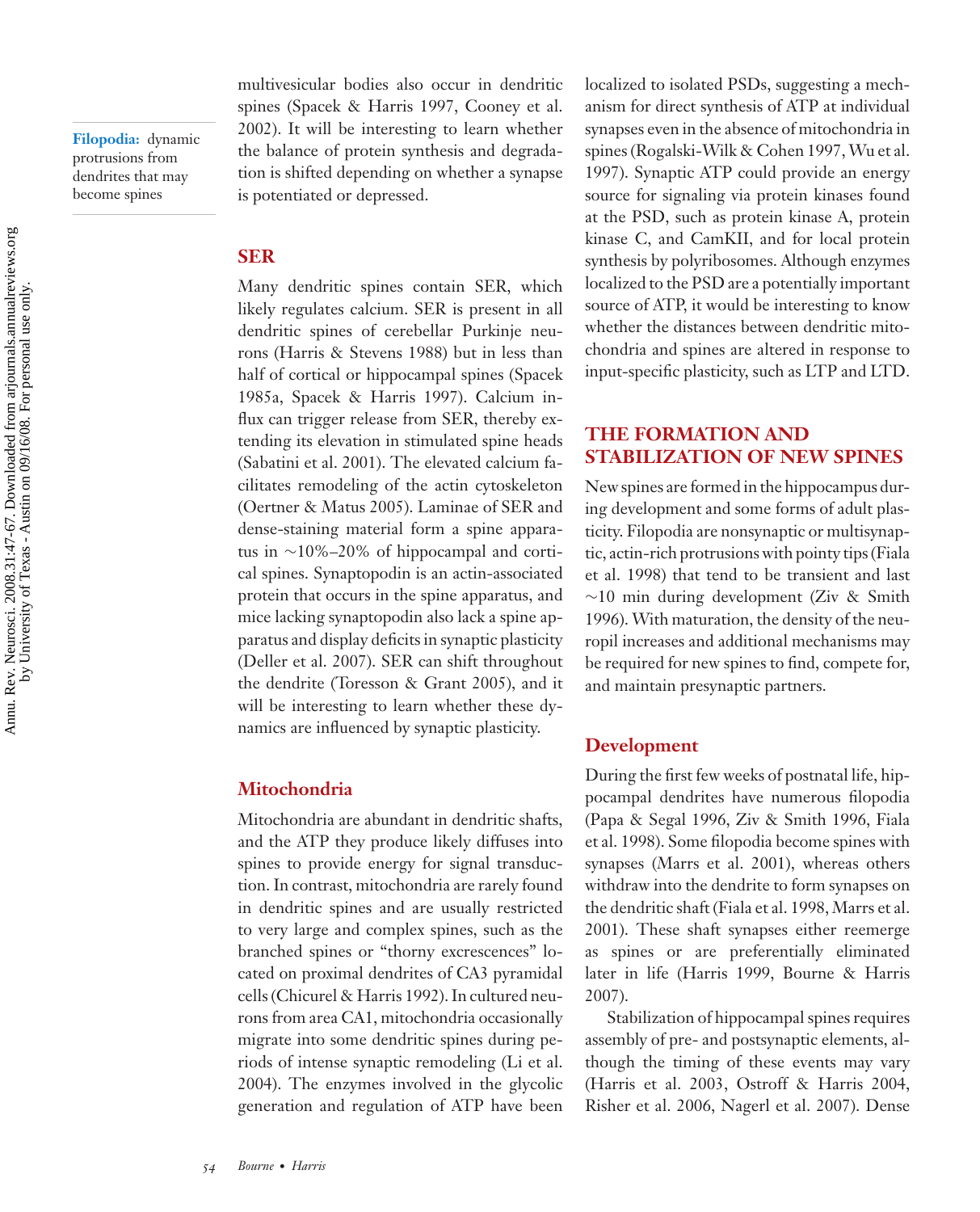**Filopodia:** dynamic protrusions from dendrites that may become spines

multivesicular bodies also occur in dendritic spines (Spacek & Harris 1997, Cooney et al. 2002). It will be interesting to learn whether the balance of protein synthesis and degradation is shifted depending on whether a synapse is potentiated or depressed.

### SER

Many dendritic spines contain SER, which likely regulates calcium. SER is present in all dendritic spines of cerebellar Purkinje neurons (Harris & Stevens 1988) but in less than half of cortical or hippocampal spines (Spacek 1985a, Spacek & Harris 1997). Calcium influx can trigger release from SER, thereby extending its elevation in stimulated spine heads (Sabatini et al. 2001). The elevated calcium facilitates remodeling of the actin cytoskeleton (Oertner & Matus 2005). Laminae of SER and dense-staining material form a spine apparatus in ~10%–20% of hippocampal and cortical spines. Synaptopodin is an actin-associated protein that occurs in the spine apparatus, and mice lacking synaptopodin also lack a spine apparatus and display deficits in synaptic plasticity (Deller et al. 2007). SER can shift throughout the dendrite (Toresson & Grant 2005), and it will be interesting to learn whether these dynamics are influenced by synaptic plasticity.

### Mitochondria

Mitochondria are abundant in dendritic shafts, and the ATP they produce likely diffuses into spines to provide energy for signal transduction. In contrast, mitochondria are rarely found in dendritic spines and are usually restricted to very large and complex spines, such as the branched spines or "thorny excrescences" located on proximal dendrites of CA3 pyramidal cells (Chicurel & Harris 1992). In cultured neurons from area CA1, mitochondria occasionally migrate into some dendritic spines during periods of intense synaptic remodeling (Li et al. 2004). The enzymes involved in the glycolic generation and regulation of ATP have been localized to isolated PSDs, suggesting a mechanism for direct synthesis of ATP at individual synapses even in the absence of mitochondria in spines (Rogalski-Wilk & Cohen 1997, Wu et al. 1997). Synaptic ATP could provide an energy source for signaling via protein kinases found at the PSD, such as protein kinase A, protein kinase C, and CamKII, and for local protein synthesis by polyribosomes. Although enzymes localized to the PSD are a potentially important source of ATP, it would be interesting to know whether the distances between dendritic mitochondria and spines are altered in response to input-specific plasticity, such as LTP and LTD.

## THE FORMATION AND STABILIZATION OF NEW SPINES

New spines are formed in the hippocampus during development and some forms of adult plasticity. Filopodia are nonsynaptic or multisynaptic, actin-rich protrusions with pointy tips (Fiala et al. 1998) that tend to be transient and last ~10 min during development (Ziv & Smith 1996). With maturation, the density of the neuropil increases and additional mechanisms may be required for new spines to find, compete for, and maintain presynaptic partners.

### Development

During the first few weeks of postnatal life, hippocampal dendrites have numerous filopodia (Papa & Segal 1996, Ziv & Smith 1996, Fiala et al. 1998). Some filopodia become spines with synapses (Marrs et al. 2001), whereas others withdraw into the dendrite to form synapses on the dendritic shaft (Fiala et al. 1998, Marrs et al. 2001). These shaft synapses either reemerge as spines or are preferentially eliminated later in life (Harris 1999, Bourne & Harris 2007).

Stabilization of hippocampal spines requires assembly of pre- and postsynaptic elements, although the timing of these events may vary (Harris et al. 2003, Ostroff & Harris 2004, Risher et al. 2006, Nagerl et al. 2007). Dense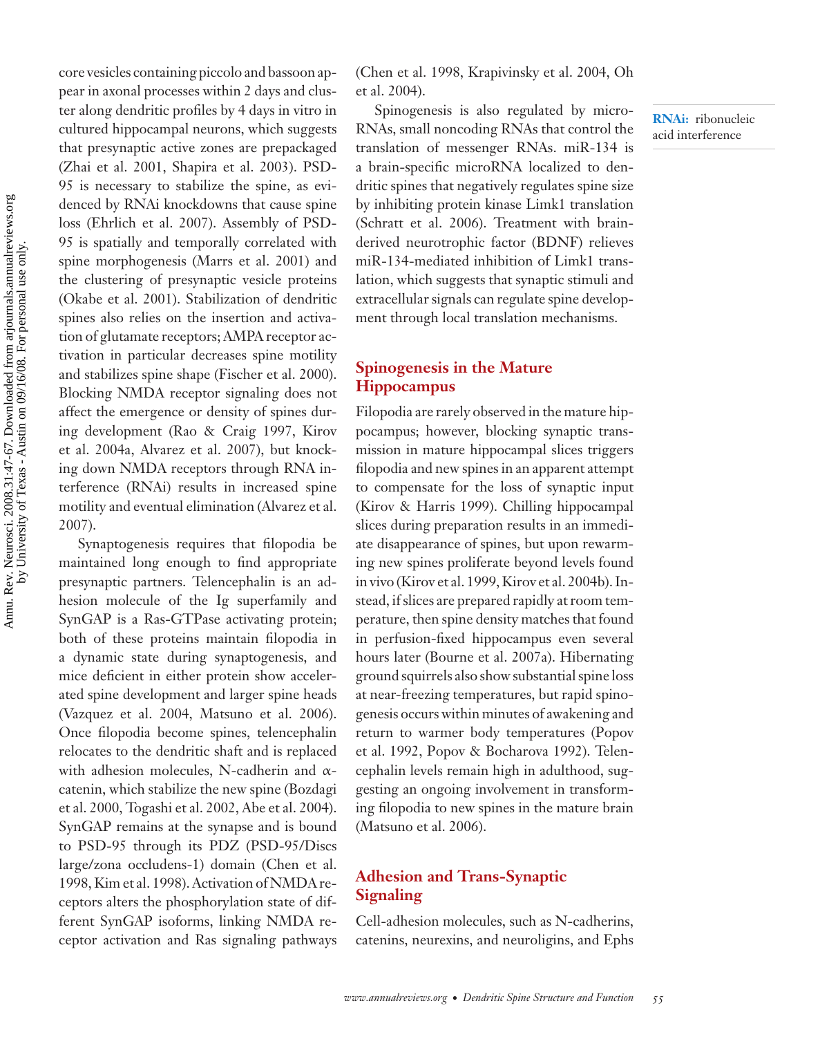core vesicles containing piccolo and bassoon appear in axonal processes within 2 days and cluster along dendritic profiles by 4 days in vitro in cultured hippocampal neurons, which suggests that presynaptic active zones are prepackaged (Zhai et al. 2001, Shapira et al. 2003). PSD-95 is necessary to stabilize the spine, as evidenced by RNAi knockdowns that cause spine loss (Ehrlich et al. 2007). Assembly of PSD-95 is spatially and temporally correlated with spine morphogenesis (Marrs et al. 2001) and the clustering of presynaptic vesicle proteins (Okabe et al. 2001). Stabilization of dendritic spines also relies on the insertion and activation of glutamate receptors; AMPA receptor activation in particular decreases spine motility and stabilizes spine shape (Fischer et al. 2000). Blocking NMDA receptor signaling does not affect the emergence or density of spines during development (Rao & Craig 1997, Kirov et al. 2004a, Alvarez et al. 2007), but knocking down NMDA receptors through RNA interference (RNAi) results in increased spine motility and eventual elimination (Alvarez et al. 2007).

**RNAi:** ribonucleic acid interference

Synaptogenesis requires that filopodia be maintained long enough to find appropriate presynaptic partners. Telencephalin is an adhesion molecule of the Ig superfamily and SynGAP is a Ras-GTPase activating protein; both of these proteins maintain filopodia in a dynamic state during synaptogenesis, and mice deficient in either protein show accelerated spine development and larger spine heads (Vazquez et al. 2004, Matsuno et al. 2006). Once filopodia become spines, telencephalin relocates to the dendritic shaft and is replaced with adhesion molecules, N-cadherin and α-catenin, which stabilize the new spine (Bozdagi et al. 2000, Togashi et al. 2002, Abe et al. 2004). SynGAP remains at the synapse and is bound to PSD-95 through its PDZ (PSD-95/Discs large/zona occludens-1) domain (Chen et al. 1998, Kim et al. 1998). Activation of NMDA receptors alters the phosphorylation state of different SynGAP isoforms, linking NMDA receptor activation and Ras signaling pathways (Chen et al. 1998, Krapivinsky et al. 2004, Oh et al. 2004).

Spinogenesis is also regulated by microRNAs, small noncoding RNAs that control the translation of messenger RNAs. miR-134 is a brain-specific microRNA localized to dendritic spines that negatively regulates spine size by inhibiting protein kinase Limk1 translation (Schratt et al. 2006). Treatment with brain-derived neurotrophic factor (BDNF) relieves miR-134-mediated inhibition of Limk1 translation, which suggests that synaptic stimuli and extracellular signals can regulate spine development through local translation mechanisms.

## Spinogenesis in the Mature Hippocampus

Filopodia are rarely observed in the mature hippocampus; however, blocking synaptic transmission in mature hippocampal slices triggers filopodia and new spines in an apparent attempt to compensate for the loss of synaptic input (Kirov & Harris 1999). Chilling hippocampal slices during preparation results in an immediate disappearance of spines, but upon rewarming new spines proliferate beyond levels found in vivo (Kirov et al. 1999, Kirov et al. 2004b). Instead, if slices are prepared rapidly at room temperature, then spine density matches that found in perfusion-fixed hippocampus even several hours later (Bourne et al. 2007a). Hibernating ground squirrels also show substantial spine loss at near-freezing temperatures, but rapid spinogenesis occurs within minutes of awakening and return to warmer body temperatures (Popov et al. 1992, Popov & Bocharova 1992). Telencephalin levels remain high in adulthood, suggesting an ongoing involvement in transforming filopodia to new spines in the mature brain (Matsuno et al. 2006).

## Adhesion and Trans-Synaptic Signaling

Cell-adhesion molecules, such as N-cadherins, catenins, neurexins, and neuroligins, and Ephs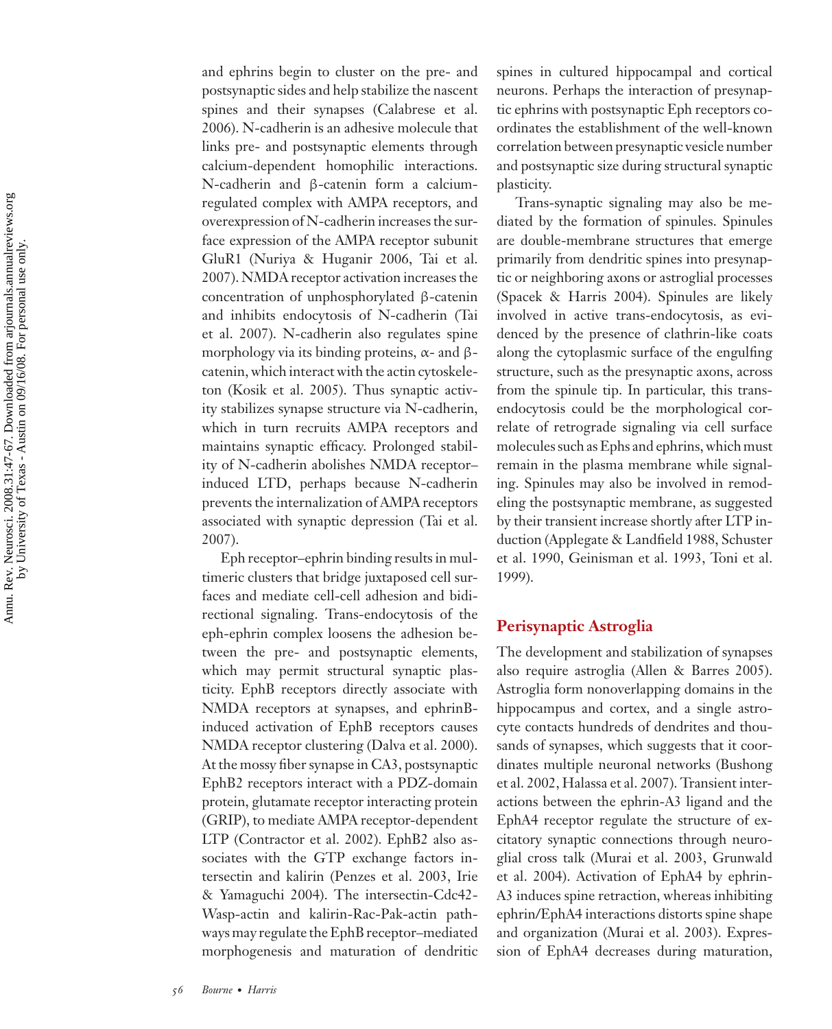and ephrins begin to cluster on the pre- and postsynaptic sides and help stabilize the nascent spines and their synapses (Calabrese et al. 2006). N-cadherin is an adhesive molecule that links pre- and postsynaptic elements through calcium-dependent homophilic interactions. N-cadherin and β-catenin form a calcium-regulated complex with AMPA receptors, and overexpression of N-cadherin increases the surface expression of the AMPA receptor subunit GluR1 (Nuriya & Huganir 2006, Tai et al. 2007). NMDA receptor activation increases the concentration of unphosphorylated β-catenin and inhibits endocytosis of N-cadherin (Tai et al. 2007). N-cadherin also regulates spine morphology via its binding proteins, α- and β-catenin, which interact with the actin cytoskeleton (Kosik et al. 2005). Thus synaptic activity stabilizes synapse structure via N-cadherin, which in turn recruits AMPA receptors and maintains synaptic efficacy. Prolonged stability of N-cadherin abolishes NMDA receptor–induced LTD, perhaps because N-cadherin prevents the internalization of AMPA receptors associated with synaptic depression (Tai et al. 2007).

Eph receptor–ephrin binding results in multimeric clusters that bridge juxtaposed cell surfaces and mediate cell-cell adhesion and bidirectional signaling. Trans-endocytosis of the eph-ephrin complex loosens the adhesion between the pre- and postsynaptic elements, which may permit structural synaptic plasticity. EphB receptors directly associate with NMDA receptors at synapses, and ephrinB-induced activation of EphB receptors causes NMDA receptor clustering (Dalva et al. 2000). At the mossy fiber synapse in CA3, postsynaptic EphB2 receptors interact with a PDZ-domain protein, glutamate receptor interacting protein (GRIP), to mediate AMPA receptor-dependent LTP (Contractor et al. 2002). EphB2 also associates with the GTP exchange factors intersectin and kalirin (Penzes et al. 2003, Irie & Yamaguchi 2004). The intersectin-Cdc42-Wasp-actin and kalirin-Rac-Pak-actin pathways may regulate the EphB receptor–mediated morphogenesis and maturation of dendritic spines in cultured hippocampal and cortical neurons. Perhaps the interaction of presynaptic ephrins with postsynaptic Eph receptors coordinates the establishment of the well-known correlation between presynaptic vesicle number and postsynaptic size during structural synaptic plasticity.

Trans-synaptic signaling may also be mediated by the formation of spinules. Spinules are double-membrane structures that emerge primarily from dendritic spines into presynaptic or neighboring axons or astroglial processes (Spacek & Harris 2004). Spinules are likely involved in active trans-endocytosis, as evidenced by the presence of clathrin-like coats along the cytoplasmic surface of the engulfing structure, such as the presynaptic axons, across from the spinule tip. In particular, this trans-endocytosis could be the morphological correlate of retrograde signaling via cell surface molecules such as Ephs and ephrins, which must remain in the plasma membrane while signaling. Spinules may also be involved in remodeling the postsynaptic membrane, as suggested by their transient increase shortly after LTP induction (Applegate & Landfield 1988, Schuster et al. 1990, Geinisman et al. 1993, Toni et al. 1999).

## Perisynaptic Astroglia

The development and stabilization of synapses also require astroglia (Allen & Barres 2005). Astroglia form nonoverlapping domains in the hippocampus and cortex, and a single astrocyte contacts hundreds of dendrites and thousands of synapses, which suggests that it coordinates multiple neuronal networks (Bushong et al. 2002, Halassa et al. 2007). Transient interactions between the ephrin-A3 ligand and the EphA4 receptor regulate the structure of excitatory synaptic connections through neuroglial cross talk (Murai et al. 2003, Grunwald et al. 2004). Activation of EphA4 by ephrin-A3 induces spine retraction, whereas inhibiting ephrin/EphA4 interactions distorts spine shape and organization (Murai et al. 2003). Expression of EphA4 decreases during maturation,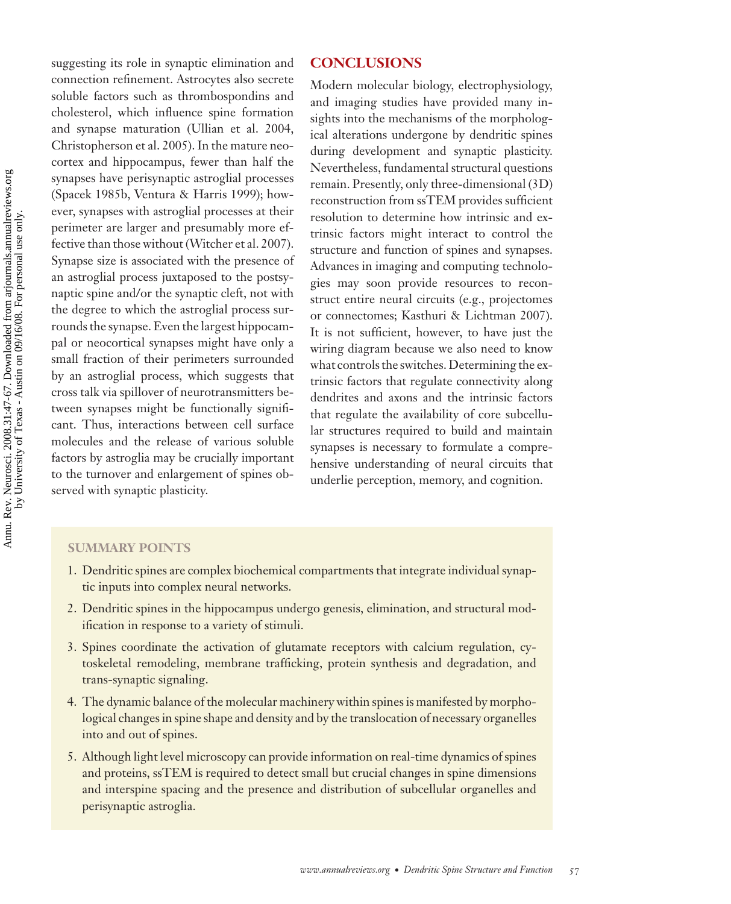suggesting its role in synaptic elimination and connection refinement. Astrocytes also secrete soluble factors such as thrombospondins and cholesterol, which influence spine formation and synapse maturation (Ullian et al. 2004, Christopherson et al. 2005). In the mature neocortex and hippocampus, fewer than half the synapses have perisynaptic astroglial processes (Spacek 1985b, Ventura & Harris 1999); however, synapses with astroglial processes at their perimeter are larger and presumably more effective than those without (Witcher et al. 2007). Synapse size is associated with the presence of an astroglial process juxtaposed to the postsynaptic spine and/or the synaptic cleft, not with the degree to which the astroglial process surrounds the synapse. Even the largest hippocampal or neocortical synapses might have only a small fraction of their perimeters surrounded by an astroglial process, which suggests that cross talk via spillover of neurotransmitters between synapses might be functionally significant. Thus, interactions between cell surface molecules and the release of various soluble factors by astroglia may be crucially important to the turnover and enlargement of spines observed with synaptic plasticity.

## CONCLUSIONS

Modern molecular biology, electrophysiology, and imaging studies have provided many insights into the mechanisms of the morphological alterations undergone by dendritic spines during development and synaptic plasticity. Nevertheless, fundamental structural questions remain. Presently, only three-dimensional (3D) reconstruction from ssTEM provides sufficient resolution to determine how intrinsic and extrinsic factors might interact to control the structure and function of spines and synapses. Advances in imaging and computing technologies may soon provide resources to reconstruct entire neural circuits (e.g., projectomes or connectomes; Kasthuri & Lichtman 2007). It is not sufficient, however, to have just the wiring diagram because we also need to know what controls the switches. Determining the extrinsic factors that regulate connectivity along dendrites and axons and the intrinsic factors that regulate the availability of core subcellular structures required to build and maintain synapses is necessary to formulate a comprehensive understanding of neural circuits that underlie perception, memory, and cognition.

### SUMMARY POINTS

1. Dendritic spines are complex biochemical compartments that integrate individual synaptic inputs into complex neural networks.
2. Dendritic spines in the hippocampus undergo genesis, elimination, and structural modification in response to a variety of stimuli.
3. Spines coordinate the activation of glutamate receptors with calcium regulation, cytoskeletal remodeling, membrane trafficking, protein synthesis and degradation, and trans-synaptic signaling.
4. The dynamic balance of the molecular machinery within spines is manifested by morphological changes in spine shape and density and by the translocation of necessary organelles into and out of spines.
5. Although light level microscopy can provide information on real-time dynamics of spines and proteins, ssTEM is required to detect small but crucial changes in spine dimensions and interspine spacing and the presence and distribution of subcellular organelles and perisynaptic astroglia.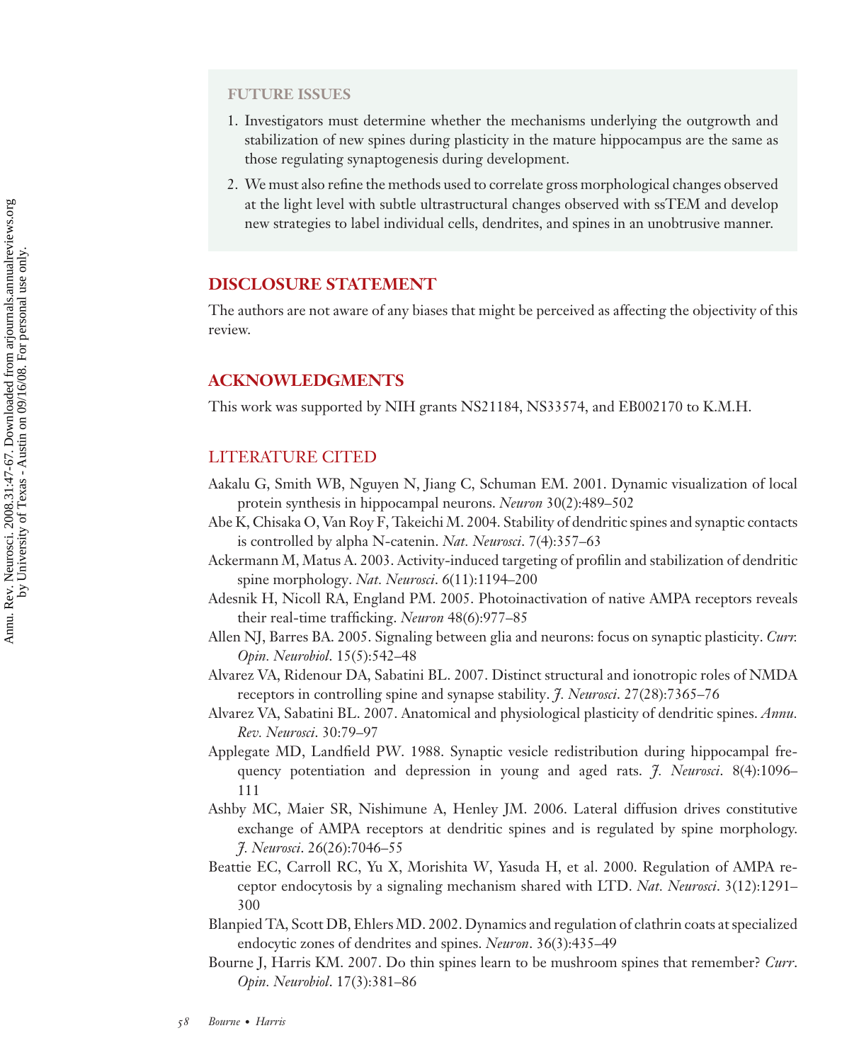## FUTURE ISSUES

1. Investigators must determine whether the mechanisms underlying the outgrowth and stabilization of new spines during plasticity in the mature hippocampus are the same as those regulating synaptogenesis during development.
2. We must also refine the methods used to correlate gross morphological changes observed at the light level with subtle ultrastructural changes observed with ssTEM and develop new strategies to label individual cells, dendrites, and spines in an unobtrusive manner.

## DISCLOSURE STATEMENT

The authors are not aware of any biases that might be perceived as affecting the objectivity of this review.

## ACKNOWLEDGMENTS

This work was supported by NIH grants NS21184, NS33574, and EB002170 to K.M.H.

## LITERATURE CITED

Aakalu G, Smith WB, Nguyen N, Jiang C, Schuman EM. 2001. Dynamic visualization of local protein synthesis in hippocampal neurons. *Neuron* 30(2):489–502

Abe K, Chisaka O, Van Roy F, Takeichi M. 2004. Stability of dendritic spines and synaptic contacts is controlled by alpha N-catenin. *Nat. Neurosci*. 7(4):357–63

Ackermann M, Matus A. 2003. Activity-induced targeting of profilin and stabilization of dendritic spine morphology. *Nat. Neurosci*. 6(11):1194–200

Adesnik H, Nicoll RA, England PM. 2005. Photoinactivation of native AMPA receptors reveals their real-time trafficking. *Neuron* 48(6):977–85

Allen NJ, Barres BA. 2005. Signaling between glia and neurons: focus on synaptic plasticity. *Curr. Opin. Neurobiol*. 15(5):542–48

Alvarez VA, Ridenour DA, Sabatini BL. 2007. Distinct structural and ionotropic roles of NMDA receptors in controlling spine and synapse stability. *J. Neurosci*. 27(28):7365–76

Alvarez VA, Sabatini BL. 2007. Anatomical and physiological plasticity of dendritic spines. *Annu. Rev. Neurosci*. 30:79–97

Applegate MD, Landfield PW. 1988. Synaptic vesicle redistribution during hippocampal frequency potentiation and depression in young and aged rats. *J. Neurosci*. 8(4):1096–111

Ashby MC, Maier SR, Nishimune A, Henley JM. 2006. Lateral diffusion drives constitutive exchange of AMPA receptors at dendritic spines and is regulated by spine morphology. *J. Neurosci*. 26(26):7046–55

Beattie EC, Carroll RC, Yu X, Morishita W, Yasuda H, et al. 2000. Regulation of AMPA receptor endocytosis by a signaling mechanism shared with LTD. *Nat. Neurosci*. 3(12):1291–300

Blanpied TA, Scott DB, Ehlers MD. 2002. Dynamics and regulation of clathrin coats at specialized endocytic zones of dendrites and spines. *Neuron*. 36(3):435–49

Bourne J, Harris KM. 2007. Do thin spines learn to be mushroom spines that remember? *Curr. Opin. Neurobiol*. 17(3):381–86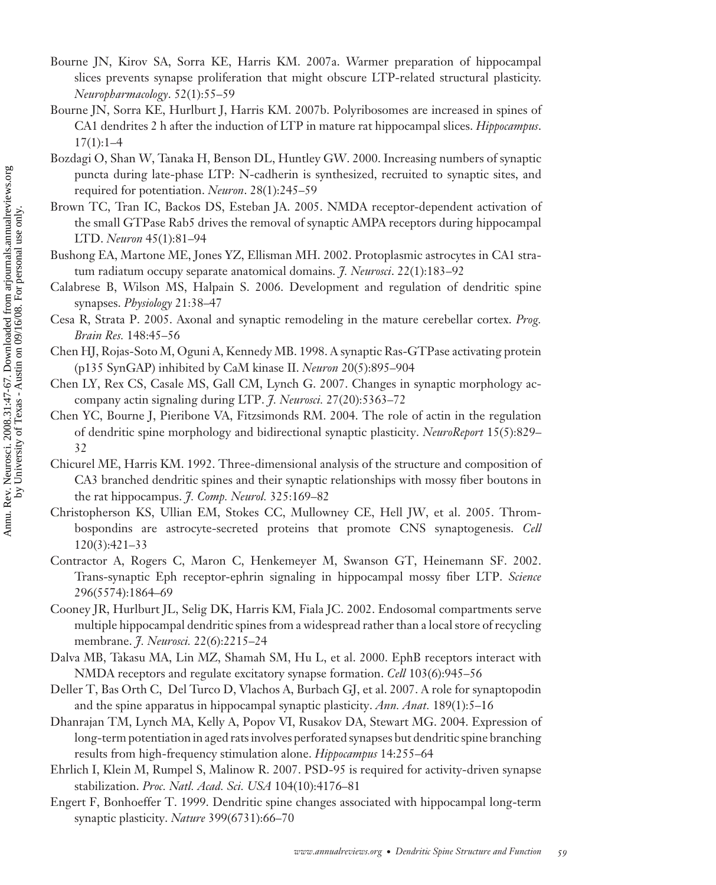Bourne JN, Kirov SA, Sorra KE, Harris KM. 2007a. Warmer preparation of hippocampal slices prevents synapse proliferation that might obscure LTP-related structural plasticity. *Neuropharmacology*. 52(1):55–59

Bourne JN, Sorra KE, Hurlburt J, Harris KM. 2007b. Polyribosomes are increased in spines of CA1 dendrites 2 h after the induction of LTP in mature rat hippocampal slices. *Hippocampus*. 17(1):1–4

Bozdagi O, Shan W, Tanaka H, Benson DL, Huntley GW. 2000. Increasing numbers of synaptic puncta during late-phase LTP: N-cadherin is synthesized, recruited to synaptic sites, and required for potentiation. *Neuron*. 28(1):245–59

Brown TC, Tran IC, Backos DS, Esteban JA. 2005. NMDA receptor-dependent activation of the small GTPase Rab5 drives the removal of synaptic AMPA receptors during hippocampal LTD. *Neuron* 45(1):81–94

Bushong EA, Martone ME, Jones YZ, Ellisman MH. 2002. Protoplasmic astrocytes in CA1 stratum radiatum occupy separate anatomical domains. *J. Neurosci*. 22(1):183–92

Calabrese B, Wilson MS, Halpain S. 2006. Development and regulation of dendritic spine synapses. *Physiology* 21:38–47

Cesa R, Strata P. 2005. Axonal and synaptic remodeling in the mature cerebellar cortex. *Prog. Brain Res.* 148:45–56

Chen HJ, Rojas-Soto M, Oguni A, Kennedy MB. 1998. A synaptic Ras-GTPase activating protein (p135 SynGAP) inhibited by CaM kinase II. *Neuron* 20(5):895–904

Chen LY, Rex CS, Casale MS, Gall CM, Lynch G. 2007. Changes in synaptic morphology accompany actin signaling during LTP. *J. Neurosci.* 27(20):5363–72

Chen YC, Bourne J, Pieribone VA, Fitzsimonds RM. 2004. The role of actin in the regulation of dendritic spine morphology and bidirectional synaptic plasticity. *NeuroReport* 15(5):829–32

Chicurel ME, Harris KM. 1992. Three-dimensional analysis of the structure and composition of CA3 branched dendritic spines and their synaptic relationships with mossy fiber boutons in the rat hippocampus. *J. Comp. Neurol.* 325:169–82

Christopherson KS, Ullian EM, Stokes CC, Mullowney CE, Hell JW, et al. 2005. Thrombospondins are astrocyte-secreted proteins that promote CNS synaptogenesis. *Cell* 120(3):421–33

Contractor A, Rogers C, Maron C, Henkemeyer M, Swanson GT, Heinemann SF. 2002. Trans-synaptic Eph receptor-ephrin signaling in hippocampal mossy fiber LTP. *Science* 296(5574):1864–69

Cooney JR, Hurlburt JL, Selig DK, Harris KM, Fiala JC. 2002. Endosomal compartments serve multiple hippocampal dendritic spines from a widespread rather than a local store of recycling membrane. *J. Neurosci.* 22(6):2215–24

Dalva MB, Takasu MA, Lin MZ, Shamah SM, Hu L, et al. 2000. EphB receptors interact with NMDA receptors and regulate excitatory synapse formation. *Cell* 103(6):945–56

Deller T, Bas Orth C, Del Turco D, Vlachos A, Burbach GJ, et al. 2007. A role for synaptopodin and the spine apparatus in hippocampal synaptic plasticity. *Ann. Anat.* 189(1):5–16

Dhanrajan TM, Lynch MA, Kelly A, Popov VI, Rusakov DA, Stewart MG. 2004. Expression of long-term potentiation in aged rats involves perforated synapses but dendritic spine branching results from high-frequency stimulation alone. *Hippocampus* 14:255–64

Ehrlich I, Klein M, Rumpel S, Malinow R. 2007. PSD-95 is required for activity-driven synapse stabilization. *Proc. Natl. Acad. Sci. USA* 104(10):4176–81

Engert F, Bonhoeffer T. 1999. Dendritic spine changes associated with hippocampal long-term synaptic plasticity. *Nature* 399(6731):66–70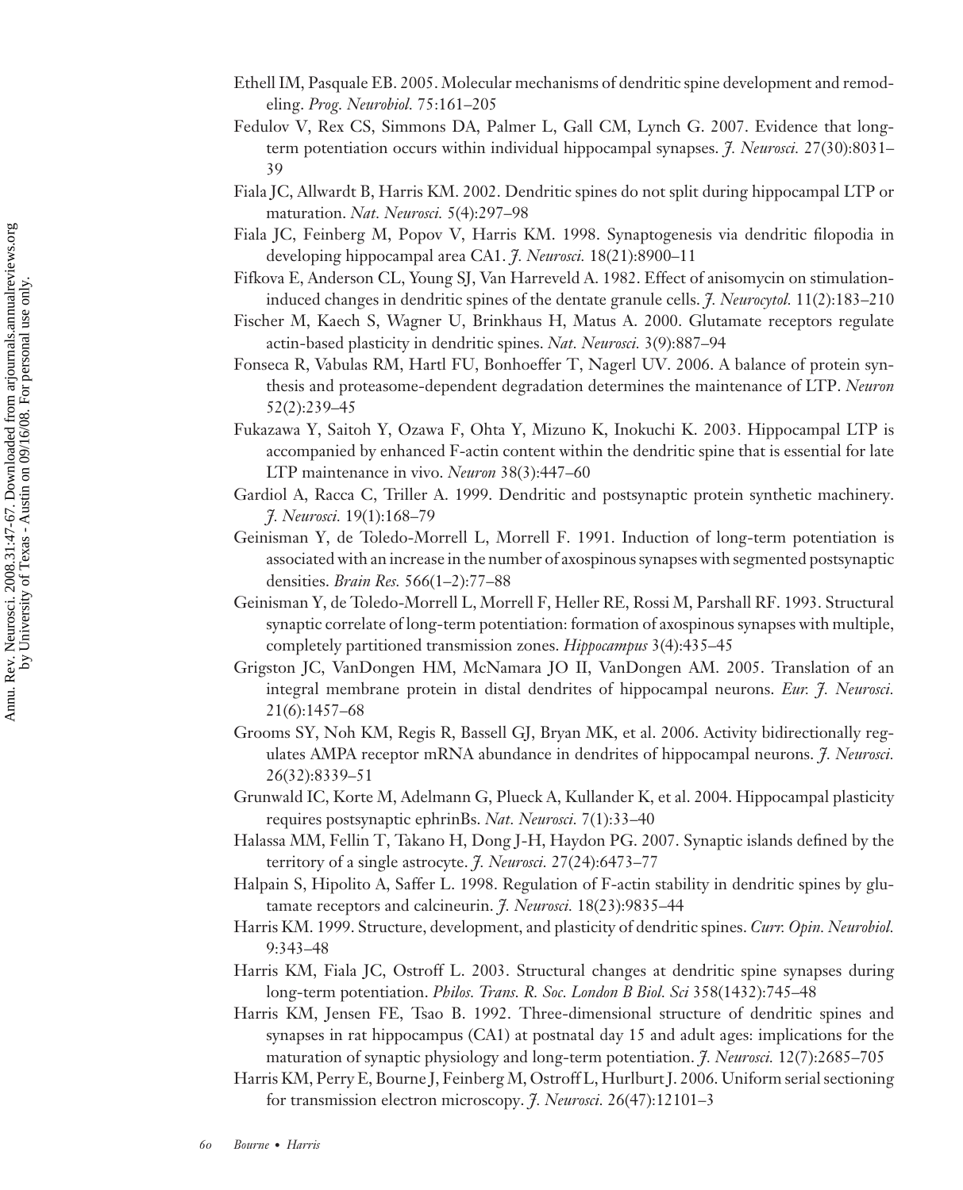Ethell IM, Pasquale EB. 2005. Molecular mechanisms of dendritic spine development and remodeling. *Prog. Neurobiol.* 75:161–205

Fedulov V, Rex CS, Simmons DA, Palmer L, Gall CM, Lynch G. 2007. Evidence that long-term potentiation occurs within individual hippocampal synapses. *J. Neurosci.* 27(30):8031–39

Fiala JC, Allwardt B, Harris KM. 2002. Dendritic spines do not split during hippocampal LTP or maturation. *Nat. Neurosci.* 5(4):297–98

Fiala JC, Feinberg M, Popov V, Harris KM. 1998. Synaptogenesis via dendritic filopodia in developing hippocampal area CA1. *J. Neurosci.* 18(21):8900–11

Fifkova E, Anderson CL, Young SJ, Van Harreveld A. 1982. Effect of anisomycin on stimulation-induced changes in dendritic spines of the dentate granule cells. *J. Neurocytol.* 11(2):183–210

Fischer M, Kaech S, Wagner U, Brinkhaus H, Matus A. 2000. Glutamate receptors regulate actin-based plasticity in dendritic spines. *Nat. Neurosci.* 3(9):887–94

Fonseca R, Vabulas RM, Hartl FU, Bonhoeffer T, Nagerl UV. 2006. A balance of protein synthesis and proteasome-dependent degradation determines the maintenance of LTP. *Neuron* 52(2):239–45

Fukazawa Y, Saitoh Y, Ozawa F, Ohta Y, Mizuno K, Inokuchi K. 2003. Hippocampal LTP is accompanied by enhanced F-actin content within the dendritic spine that is essential for late LTP maintenance in vivo. *Neuron* 38(3):447–60

Gardiol A, Racca C, Triller A. 1999. Dendritic and postsynaptic protein synthetic machinery. *J. Neurosci.* 19(1):168–79

Geinisman Y, de Toledo-Morrell L, Morrell F. 1991. Induction of long-term potentiation is associated with an increase in the number of axospinous synapses with segmented postsynaptic densities. *Brain Res.* 566(1–2):77–88

Geinisman Y, de Toledo-Morrell L, Morrell F, Heller RE, Rossi M, Parshall RF. 1993. Structural synaptic correlate of long-term potentiation: formation of axospinous synapses with multiple, completely partitioned transmission zones. *Hippocampus* 3(4):435–45

Grigston JC, VanDongen HM, McNamara JO II, VanDongen AM. 2005. Translation of an integral membrane protein in distal dendrites of hippocampal neurons. *Eur. J. Neurosci.* 21(6):1457–68

Grooms SY, Noh KM, Regis R, Bassell GJ, Bryan MK, et al. 2006. Activity bidirectionally regulates AMPA receptor mRNA abundance in dendrites of hippocampal neurons. *J. Neurosci.* 26(32):8339–51

Grunwald IC, Korte M, Adelmann G, Plueck A, Kullander K, et al. 2004. Hippocampal plasticity requires postsynaptic ephrinBs. *Nat. Neurosci.* 7(1):33–40

Halassa MM, Fellin T, Takano H, Dong J-H, Haydon PG. 2007. Synaptic islands defined by the territory of a single astrocyte. *J. Neurosci.* 27(24):6473–77

Halpain S, Hipolito A, Saffer L. 1998. Regulation of F-actin stability in dendritic spines by glutamate receptors and calcineurin. *J. Neurosci.* 18(23):9835–44

Harris KM. 1999. Structure, development, and plasticity of dendritic spines. *Curr. Opin. Neurobiol.* 9:343–48

Harris KM, Fiala JC, Ostroff L. 2003. Structural changes at dendritic spine synapses during long-term potentiation. *Philos. Trans. R. Soc. London B Biol. Sci* 358(1432):745–48

Harris KM, Jensen FE, Tsao B. 1992. Three-dimensional structure of dendritic spines and synapses in rat hippocampus (CA1) at postnatal day 15 and adult ages: implications for the maturation of synaptic physiology and long-term potentiation. *J. Neurosci.* 12(7):2685–705

Harris KM, Perry E, Bourne J, Feinberg M, Ostroff L, Hurlburt J. 2006. Uniform serial sectioning for transmission electron microscopy. *J. Neurosci.* 26(47):12101–3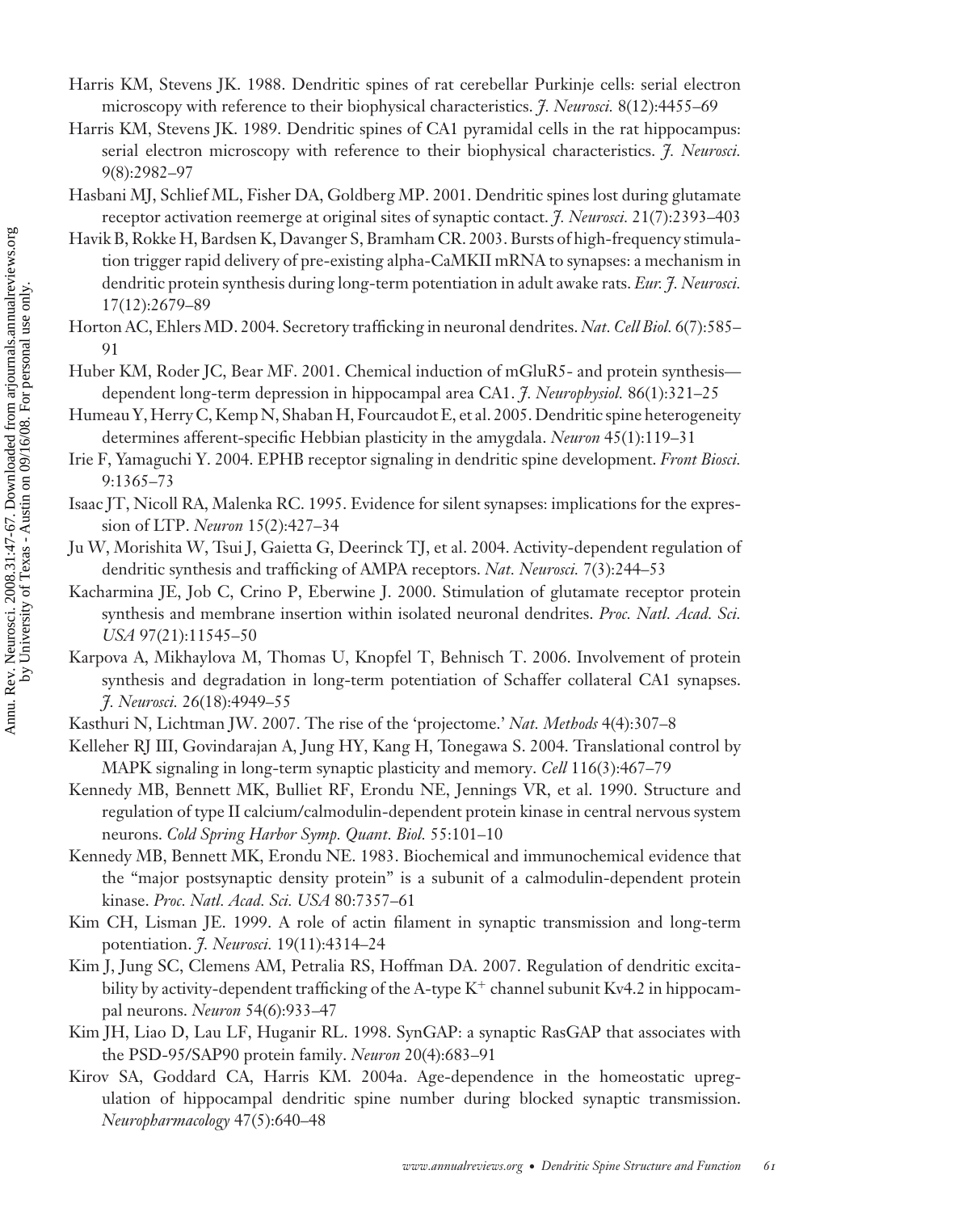Harris KM, Stevens JK. 1988. Dendritic spines of rat cerebellar Purkinje cells: serial electron microscopy with reference to their biophysical characteristics. *J. Neurosci.* 8(12):4455–69

Harris KM, Stevens JK. 1989. Dendritic spines of CA1 pyramidal cells in the rat hippocampus: serial electron microscopy with reference to their biophysical characteristics. *J. Neurosci.* 9(8):2982–97

Hasbani MJ, Schlief ML, Fisher DA, Goldberg MP. 2001. Dendritic spines lost during glutamate receptor activation reemerge at original sites of synaptic contact. *J. Neurosci.* 21(7):2393–403

Havik B, Rokke H, Bardsen K, Davanger S, Bramham CR. 2003. Bursts of high-frequency stimulation trigger rapid delivery of pre-existing alpha-CaMKII mRNA to synapses: a mechanism in dendritic protein synthesis during long-term potentiation in adult awake rats. *Eur. J. Neurosci.* 17(12):2679–89

Horton AC, Ehlers MD. 2004. Secretory trafficking in neuronal dendrites. *Nat. Cell Biol.* 6(7):585–91

Huber KM, Roder JC, Bear MF. 2001. Chemical induction of mGluR5- and protein synthesis—dependent long-term depression in hippocampal area CA1. *J. Neurophysiol.* 86(1):321–25

Humeau Y, Herry C, Kemp N, Shaban H, Fourcaudot E, et al. 2005. Dendritic spine heterogeneity determines afferent-specific Hebbian plasticity in the amygdala. *Neuron* 45(1):119–31

Irie F, Yamaguchi Y. 2004. EPHB receptor signaling in dendritic spine development. *Front Biosci.* 9:1365–73

Isaac JT, Nicoll RA, Malenka RC. 1995. Evidence for silent synapses: implications for the expression of LTP. *Neuron* 15(2):427–34

Ju W, Morishita W, Tsui J, Gaietta G, Deerinck TJ, et al. 2004. Activity-dependent regulation of dendritic synthesis and trafficking of AMPA receptors. *Nat. Neurosci.* 7(3):244–53

Kacharmina JE, Job C, Crino P, Eberwine J. 2000. Stimulation of glutamate receptor protein synthesis and membrane insertion within isolated neuronal dendrites. *Proc. Natl. Acad. Sci. USA* 97(21):11545–50

Karpova A, Mikhaylova M, Thomas U, Knopfel T, Behnisch T. 2006. Involvement of protein synthesis and degradation in long-term potentiation of Schaffer collateral CA1 synapses. *J. Neurosci.* 26(18):4949–55

Kasthuri N, Lichtman JW. 2007. The rise of the 'projectome.' *Nat. Methods* 4(4):307–8

Kelleher RJ III, Govindarajan A, Jung HY, Kang H, Tonegawa S. 2004. Translational control by MAPK signaling in long-term synaptic plasticity and memory. *Cell* 116(3):467–79

Kennedy MB, Bennett MK, Bulliet RF, Erondu NE, Jennings VR, et al. 1990. Structure and regulation of type II calcium/calmodulin-dependent protein kinase in central nervous system neurons. *Cold Spring Harbor Symp. Quant. Biol.* 55:101–10

Kennedy MB, Bennett MK, Erondu NE. 1983. Biochemical and immunochemical evidence that the "major postsynaptic density protein" is a subunit of a calmodulin-dependent protein kinase. *Proc. Natl. Acad. Sci. USA* 80:7357–61

Kim CH, Lisman JE. 1999. A role of actin filament in synaptic transmission and long-term potentiation. *J. Neurosci.* 19(11):4314–24

Kim J, Jung SC, Clemens AM, Petralia RS, Hoffman DA. 2007. Regulation of dendritic excitability by activity-dependent trafficking of the A-type $K^+$ channel subunit Kv4.2 in hippocampal neurons. *Neuron* 54(6):933–47

Kim JH, Liao D, Lau LF, Huganir RL. 1998. SynGAP: a synaptic RasGAP that associates with the PSD-95/SAP90 protein family. *Neuron* 20(4):683–91

Kirov SA, Goddard CA, Harris KM. 2004a. Age-dependence in the homeostatic upregulation of hippocampal dendritic spine number during blocked synaptic transmission. *Neuropharmacology* 47(5):640–48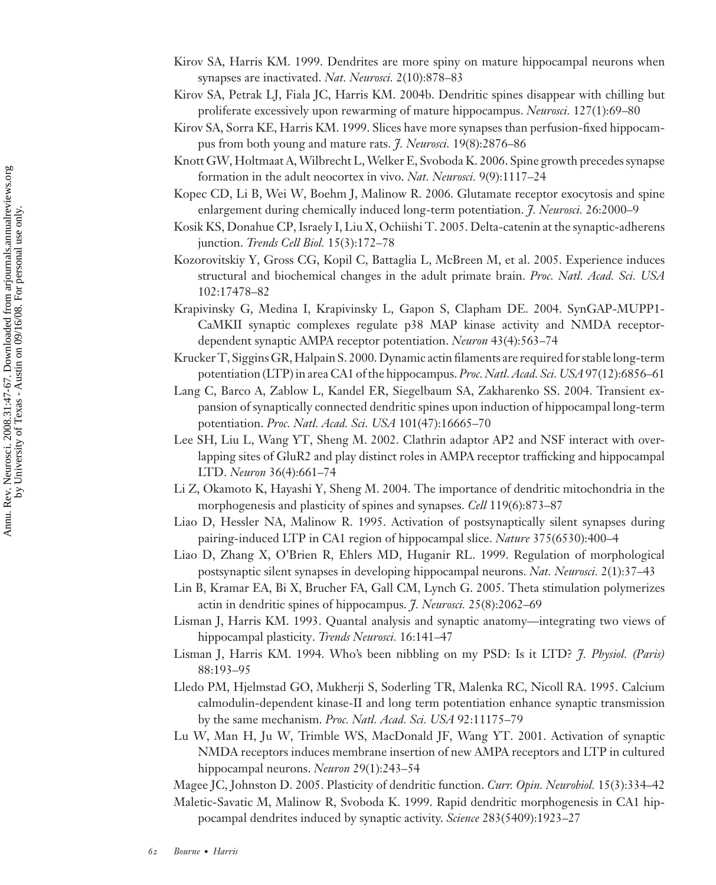Kirov SA, Harris KM. 1999. Dendrites are more spiny on mature hippocampal neurons when synapses are inactivated. *Nat. Neurosci.* 2(10):878–83

Kirov SA, Petrak LJ, Fiala JC, Harris KM. 2004b. Dendritic spines disappear with chilling but proliferate excessively upon rewarming of mature hippocampus. *Neurosci.* 127(1):69–80

Kirov SA, Sorra KE, Harris KM. 1999. Slices have more synapses than perfusion-fixed hippocampus from both young and mature rats. *J. Neurosci.* 19(8):2876–86

Knott GW, Holtmaat A, Wilbrecht L, Welker E, Svoboda K. 2006. Spine growth precedes synapse formation in the adult neocortex in vivo. *Nat. Neurosci.* 9(9):1117–24

Kopec CD, Li B, Wei W, Boehm J, Malinow R. 2006. Glutamate receptor exocytosis and spine enlargement during chemically induced long-term potentiation. *J. Neurosci.* 26:2000–9

Kosik KS, Donahue CP, Israely I, Liu X, Ochiishi T. 2005. Delta-catenin at the synaptic-adherens junction. *Trends Cell Biol.* 15(3):172–78

Kozorovitskiy Y, Gross CG, Kopil C, Battaglia L, McBreen M, et al. 2005. Experience induces structural and biochemical changes in the adult primate brain. *Proc. Natl. Acad. Sci. USA* 102:17478–82

Krapivinsky G, Medina I, Krapivinsky L, Gapon S, Clapham DE. 2004. SynGAP-MUPP1-CaMKII synaptic complexes regulate p38 MAP kinase activity and NMDA receptor-dependent synaptic AMPA receptor potentiation. *Neuron* 43(4):563–74

Krucker T, Siggins GR, Halpain S. 2000. Dynamic actin filaments are required for stable long-term potentiation (LTP) in area CA1 of the hippocampus. *Proc. Natl. Acad. Sci. USA* 97(12):6856–61

Lang C, Barco A, Zablow L, Kandel ER, Siegelbaum SA, Zakharenko SS. 2004. Transient expansion of synaptically connected dendritic spines upon induction of hippocampal long-term potentiation. *Proc. Natl. Acad. Sci. USA* 101(47):16665–70

Lee SH, Liu L, Wang YT, Sheng M. 2002. Clathrin adaptor AP2 and NSF interact with overlapping sites of GluR2 and play distinct roles in AMPA receptor trafficking and hippocampal LTD. *Neuron* 36(4):661–74

Li Z, Okamoto K, Hayashi Y, Sheng M. 2004. The importance of dendritic mitochondria in the morphogenesis and plasticity of spines and synapses. *Cell* 119(6):873–87

Liao D, Hessler NA, Malinow R. 1995. Activation of postsynaptically silent synapses during pairing-induced LTP in CA1 region of hippocampal slice. *Nature* 375(6530):400–4

Liao D, Zhang X, O'Brien R, Ehlers MD, Huganir RL. 1999. Regulation of morphological postsynaptic silent synapses in developing hippocampal neurons. *Nat. Neurosci.* 2(1):37–43

Lin B, Kramar EA, Bi X, Brucher FA, Gall CM, Lynch G. 2005. Theta stimulation polymerizes actin in dendritic spines of hippocampus. *J. Neurosci.* 25(8):2062–69

Lisman J, Harris KM. 1993. Quantal analysis and synaptic anatomy—integrating two views of hippocampal plasticity. *Trends Neurosci.* 16:141–47

Lisman J, Harris KM. 1994. Who's been nibbling on my PSD: Is it LTD? *J. Physiol. (Paris)* 88:193–95

Lledo PM, Hjelmstad GO, Mukherji S, Soderling TR, Malenka RC, Nicoll RA. 1995. Calcium calmodulin-dependent kinase-II and long term potentiation enhance synaptic transmission by the same mechanism. *Proc. Natl. Acad. Sci. USA* 92:11175–79

Lu W, Man H, Ju W, Trimble WS, MacDonald JF, Wang YT. 2001. Activation of synaptic NMDA receptors induces membrane insertion of new AMPA receptors and LTP in cultured hippocampal neurons. *Neuron* 29(1):243–54

Magee JC, Johnston D. 2005. Plasticity of dendritic function. *Curr. Opin. Neurobiol.* 15(3):334–42

Maletic-Savatic M, Malinow R, Svoboda K. 1999. Rapid dendritic morphogenesis in CA1 hippocampal dendrites induced by synaptic activity. *Science* 283(5409):1923–27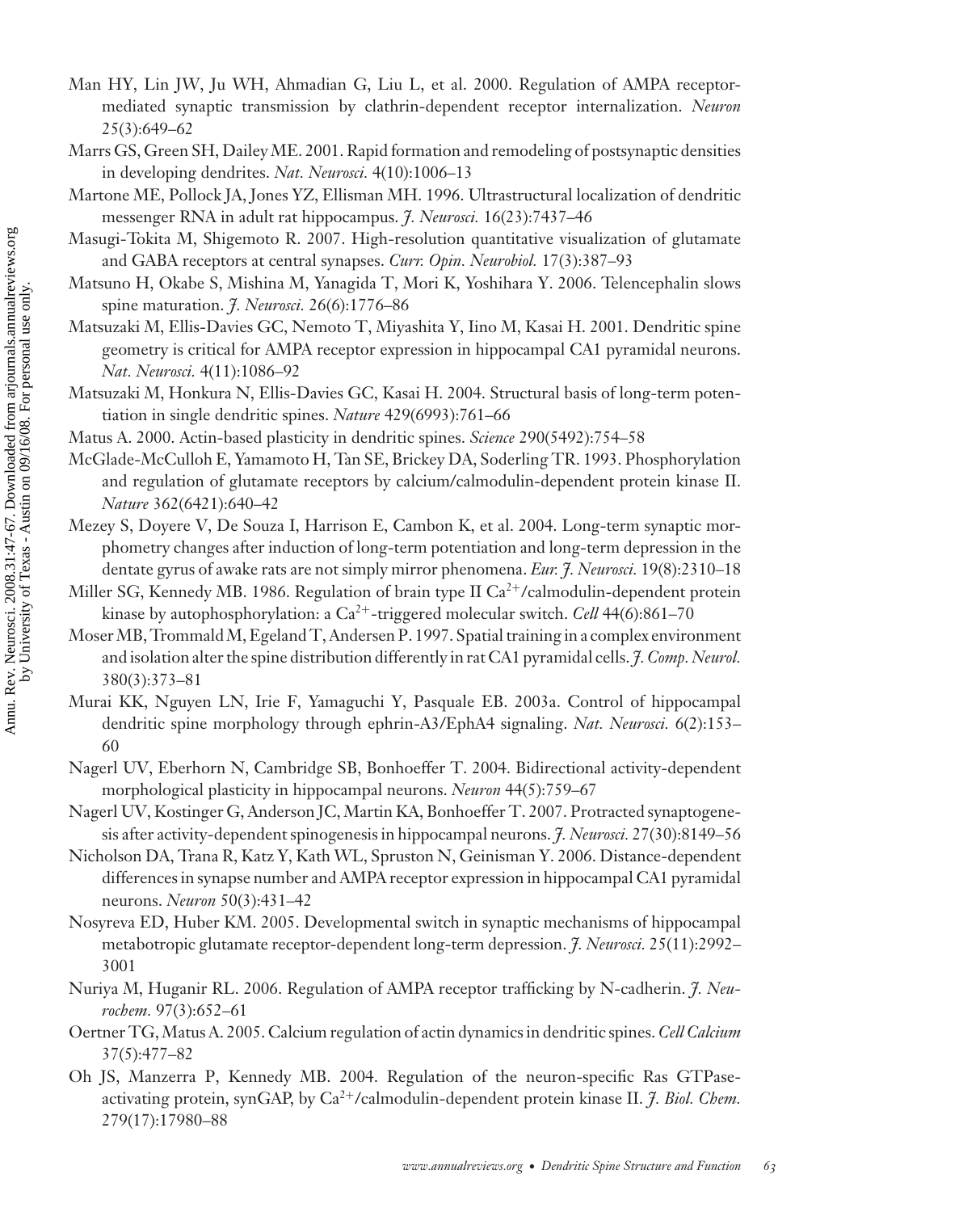Man HY, Lin JW, Ju WH, Ahmadian G, Liu L, et al. 2000. Regulation of AMPA receptor-mediated synaptic transmission by clathrin-dependent receptor internalization. *Neuron* 25(3):649–62

Marrs GS, Green SH, Dailey ME. 2001. Rapid formation and remodeling of postsynaptic densities in developing dendrites. *Nat. Neurosci.* 4(10):1006–13

Martone ME, Pollock JA, Jones YZ, Ellisman MH. 1996. Ultrastructural localization of dendritic messenger RNA in adult rat hippocampus. *J. Neurosci.* 16(23):7437–46

Masugi-Tokita M, Shigemoto R. 2007. High-resolution quantitative visualization of glutamate and GABA receptors at central synapses. *Curr. Opin. Neurobiol.* 17(3):387–93

Matsuno H, Okabe S, Mishina M, Yanagida T, Mori K, Yoshihara Y. 2006. Telencephalin slows spine maturation. *J. Neurosci.* 26(6):1776–86

Matsuzaki M, Ellis-Davies GC, Nemoto T, Miyashita Y, Iino M, Kasai H. 2001. Dendritic spine geometry is critical for AMPA receptor expression in hippocampal CA1 pyramidal neurons. *Nat. Neurosci.* 4(11):1086–92

Matsuzaki M, Honkura N, Ellis-Davies GC, Kasai H. 2004. Structural basis of long-term potentiation in single dendritic spines. *Nature* 429(6993):761–66

Matus A. 2000. Actin-based plasticity in dendritic spines. *Science* 290(5492):754–58

McGlade-McCulloh E, Yamamoto H, Tan SE, Brickey DA, Soderling TR. 1993. Phosphorylation and regulation of glutamate receptors by calcium/calmodulin-dependent protein kinase II. *Nature* 362(6421):640–42

Mezey S, Doyere V, De Souza I, Harrison E, Cambon K, et al. 2004. Long-term synaptic morphometry changes after induction of long-term potentiation and long-term depression in the dentate gyrus of awake rats are not simply mirror phenomena. *Eur. J. Neurosci.* 19(8):2310–18

Miller SG, Kennedy MB. 1986. Regulation of brain type II $Ca^{2+}$/calmodulin-dependent protein kinase by autophosphorylation: a $Ca^{2+}$-triggered molecular switch. *Cell* 44(6):861–70

Moser MB, Trommald M, Egeland T, Andersen P. 1997. Spatial training in a complex environment and isolation alter the spine distribution differently in rat CA1 pyramidal cells. *J. Comp. Neurol.* 380(3):373–81

Murai KK, Nguyen LN, Irie F, Yamaguchi Y, Pasquale EB. 2003a. Control of hippocampal dendritic spine morphology through ephrin-A3/EphA4 signaling. *Nat. Neurosci.* 6(2):153–60

Nagerl UV, Eberhorn N, Cambridge SB, Bonhoeffer T. 2004. Bidirectional activity-dependent morphological plasticity in hippocampal neurons. *Neuron* 44(5):759–67

Nagerl UV, Kostinger G, Anderson JC, Martin KA, Bonhoeffer T. 2007. Protracted synaptogenesis after activity-dependent spinogenesis in hippocampal neurons. *J. Neurosci.* 27(30):8149–56

Nicholson DA, Trana R, Katz Y, Kath WL, Spruston N, Geinisman Y. 2006. Distance-dependent differences in synapse number and AMPA receptor expression in hippocampal CA1 pyramidal neurons. *Neuron* 50(3):431–42

Nosyreva ED, Huber KM. 2005. Developmental switch in synaptic mechanisms of hippocampal metabotropic glutamate receptor-dependent long-term depression. *J. Neurosci.* 25(11):2992–3001

Nuriya M, Huganir RL. 2006. Regulation of AMPA receptor trafficking by N-cadherin. *J. Neurochem.* 97(3):652–61

Oertner TG, Matus A. 2005. Calcium regulation of actin dynamics in dendritic spines. *Cell Calcium* 37(5):477–82

Oh JS, Manzerra P, Kennedy MB. 2004. Regulation of the neuron-specific Ras GTPase-activating protein, synGAP, by $Ca^{2+}$/calmodulin-dependent protein kinase II. *J. Biol. Chem.* 279(17):17980–88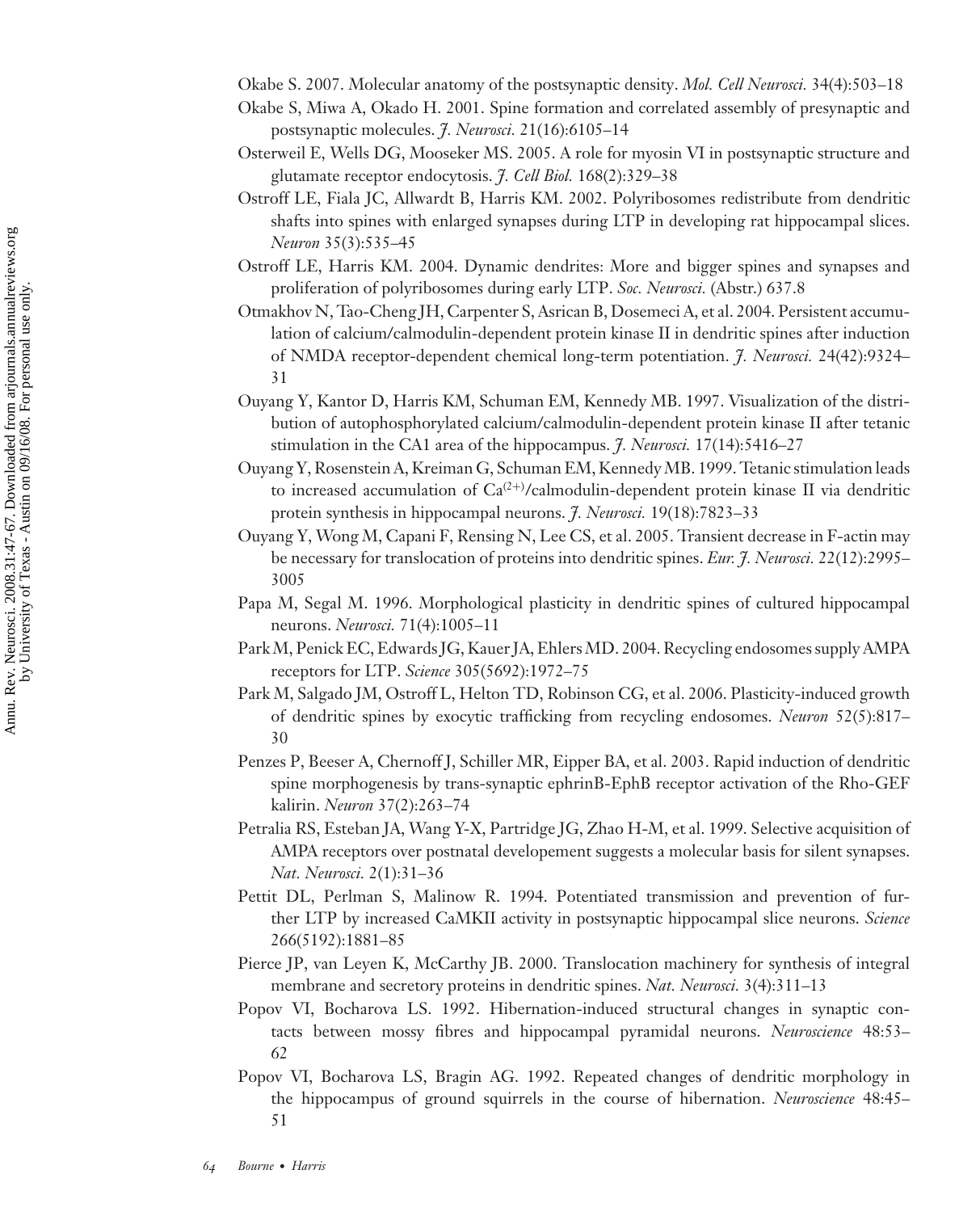Okabe S. 2007. Molecular anatomy of the postsynaptic density. *Mol. Cell Neurosci.* 34(4):503–18

Okabe S, Miwa A, Okado H. 2001. Spine formation and correlated assembly of presynaptic and postsynaptic molecules. *J. Neurosci.* 21(16):6105–14

Osterweil E, Wells DG, Mooseker MS. 2005. A role for myosin VI in postsynaptic structure and glutamate receptor endocytosis. *J. Cell Biol.* 168(2):329–38

Ostroff LE, Fiala JC, Allwardt B, Harris KM. 2002. Polyribosomes redistribute from dendritic shafts into spines with enlarged synapses during LTP in developing rat hippocampal slices. *Neuron* 35(3):535–45

Ostroff LE, Harris KM. 2004. Dynamic dendrites: More and bigger spines and synapses and proliferation of polyribosomes during early LTP. *Soc. Neurosci.* (Abstr.) 637.8

Otmakhov N, Tao-Cheng JH, Carpenter S, Asrican B, Dosemeci A, et al. 2004. Persistent accumulation of calcium/calmodulin-dependent protein kinase II in dendritic spines after induction of NMDA receptor-dependent chemical long-term potentiation. *J. Neurosci.* 24(42):9324–31

Ouyang Y, Kantor D, Harris KM, Schuman EM, Kennedy MB. 1997. Visualization of the distribution of autophosphorylated calcium/calmodulin-dependent protein kinase II after tetanic stimulation in the CA1 area of the hippocampus. *J. Neurosci.* 17(14):5416–27

Ouyang Y, Rosenstein A, Kreiman G, Schuman EM, Kennedy MB. 1999. Tetanic stimulation leads to increased accumulation of $Ca^{(2+)}$/calmodulin-dependent protein kinase II via dendritic protein synthesis in hippocampal neurons. *J. Neurosci.* 19(18):7823–33

Ouyang Y, Wong M, Capani F, Rensing N, Lee CS, et al. 2005. Transient decrease in F-actin may be necessary for translocation of proteins into dendritic spines. *Eur. J. Neurosci.* 22(12):2995–3005

Papa M, Segal M. 1996. Morphological plasticity in dendritic spines of cultured hippocampal neurons. *Neurosci.* 71(4):1005–11

Park M, Penick EC, Edwards JG, Kauer JA, Ehlers MD. 2004. Recycling endosomes supply AMPA receptors for LTP. *Science* 305(5692):1972–75

Park M, Salgado JM, Ostroff L, Helton TD, Robinson CG, et al. 2006. Plasticity-induced growth of dendritic spines by exocytic trafficking from recycling endosomes. *Neuron* 52(5):817–30

Penzes P, Beeser A, Chernoff J, Schiller MR, Eipper BA, et al. 2003. Rapid induction of dendritic spine morphogenesis by trans-synaptic ephrinB-EphB receptor activation of the Rho-GEF kalirin. *Neuron* 37(2):263–74

Petralia RS, Esteban JA, Wang Y-X, Partridge JG, Zhao H-M, et al. 1999. Selective acquisition of AMPA receptors over postnatal developement suggests a molecular basis for silent synapses. *Nat. Neurosci.* 2(1):31–36

Pettit DL, Perlman S, Malinow R. 1994. Potentiated transmission and prevention of further LTP by increased CaMKII activity in postsynaptic hippocampal slice neurons. *Science* 266(5192):1881–85

Pierce JP, van Leyen K, McCarthy JB. 2000. Translocation machinery for synthesis of integral membrane and secretory proteins in dendritic spines. *Nat. Neurosci.* 3(4):311–13

Popov VI, Bocharova LS. 1992. Hibernation-induced structural changes in synaptic contacts between mossy fibres and hippocampal pyramidal neurons. *Neuroscience* 48:53–62

Popov VI, Bocharova LS, Bragin AG. 1992. Repeated changes of dendritic morphology in the hippocampus of ground squirrels in the course of hibernation. *Neuroscience* 48:45–51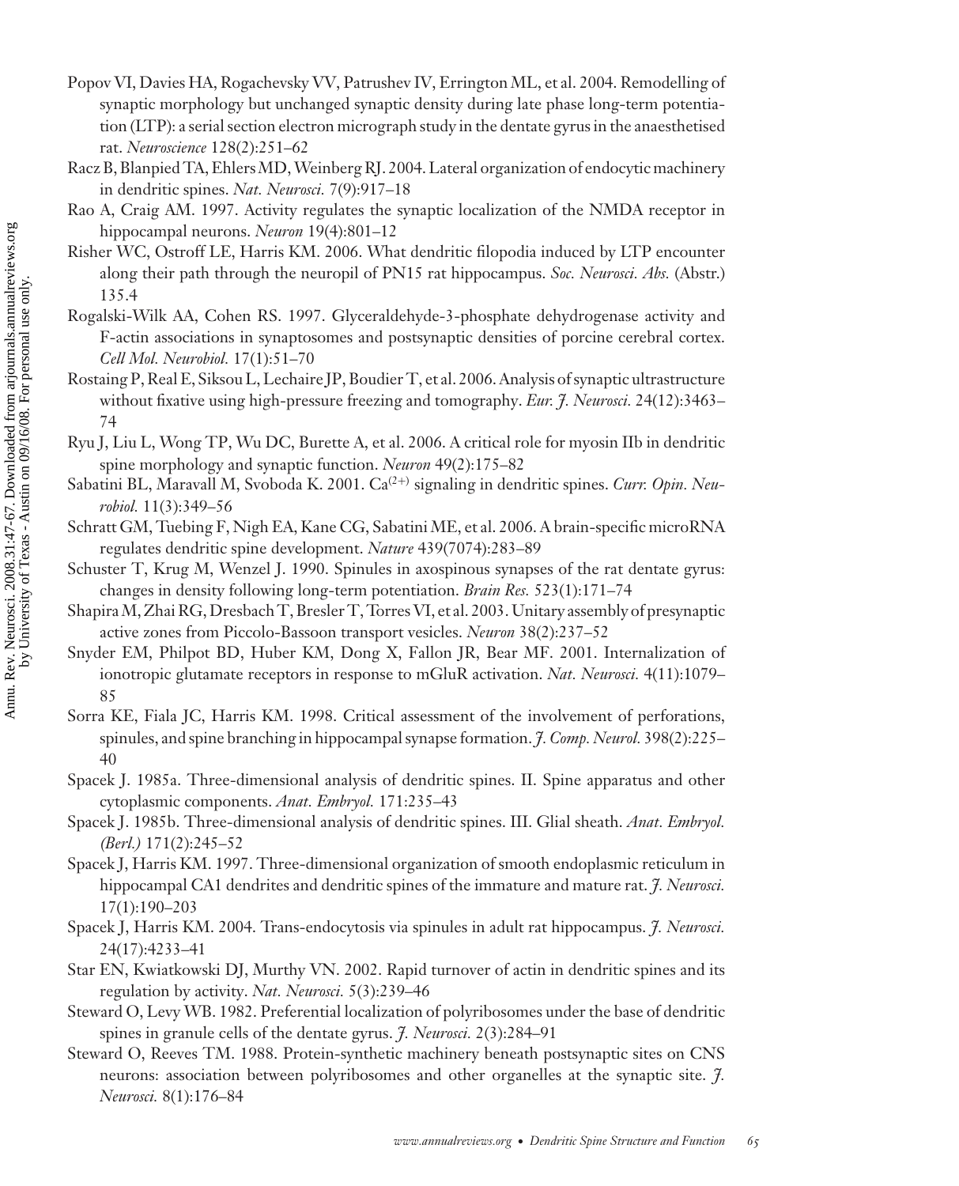Popov VI, Davies HA, Rogachevsky VV, Patrushev IV, Errington ML, et al. 2004. Remodelling of synaptic morphology but unchanged synaptic density during late phase long-term potentiation (LTP): a serial section electron micrograph study in the dentate gyrus in the anaesthetised rat. *Neuroscience* 128(2):251–62

Racz B, Blanpied TA, Ehlers MD, Weinberg RJ. 2004. Lateral organization of endocytic machinery in dendritic spines. *Nat. Neurosci.* 7(9):917–18

Rao A, Craig AM. 1997. Activity regulates the synaptic localization of the NMDA receptor in hippocampal neurons. *Neuron* 19(4):801–12

Risher WC, Ostroff LE, Harris KM. 2006. What dendritic filopodia induced by LTP encounter along their path through the neuropil of PN15 rat hippocampus. *Soc. Neurosci. Abs.* (Abstr.) 135.4

Rogalski-Wilk AA, Cohen RS. 1997. Glyceraldehyde-3-phosphate dehydrogenase activity and F-actin associations in synaptosomes and postsynaptic densities of porcine cerebral cortex. *Cell Mol. Neurobiol.* 17(1):51–70

Rostaing P, Real E, Siksou L, Lechaire JP, Boudier T, et al. 2006. Analysis of synaptic ultrastructure without fixative using high-pressure freezing and tomography. *Eur. J. Neurosci.* 24(12):3463–74

Ryu J, Liu L, Wong TP, Wu DC, Burette A, et al. 2006. A critical role for myosin IIb in dendritic spine morphology and synaptic function. *Neuron* 49(2):175–82

Sabatini BL, Maravall M, Svoboda K. 2001. $Ca^{(2+)}$ signaling in dendritic spines. *Curr. Opin. Neurobiol.* 11(3):349–56

Schratt GM, Tuebing F, Nigh EA, Kane CG, Sabatini ME, et al. 2006. A brain-specific microRNA regulates dendritic spine development. *Nature* 439(7074):283–89

Schuster T, Krug M, Wenzel J. 1990. Spinules in axospinous synapses of the rat dentate gyrus: changes in density following long-term potentiation. *Brain Res.* 523(1):171–74

Shapira M, Zhai RG, Dresbach T, Bresler T, Torres VI, et al. 2003. Unitary assembly of presynaptic active zones from Piccolo-Bassoon transport vesicles. *Neuron* 38(2):237–52

Snyder EM, Philpot BD, Huber KM, Dong X, Fallon JR, Bear MF. 2001. Internalization of ionotropic glutamate receptors in response to mGluR activation. *Nat. Neurosci.* 4(11):1079–85

Sorra KE, Fiala JC, Harris KM. 1998. Critical assessment of the involvement of perforations, spinules, and spine branching in hippocampal synapse formation. *J. Comp. Neurol.* 398(2):225–40

Spacek J. 1985a. Three-dimensional analysis of dendritic spines. II. Spine apparatus and other cytoplasmic components. *Anat. Embryol.* 171:235–43

Spacek J. 1985b. Three-dimensional analysis of dendritic spines. III. Glial sheath. *Anat. Embryol. (Berl.)* 171(2):245–52

Spacek J, Harris KM. 1997. Three-dimensional organization of smooth endoplasmic reticulum in hippocampal CA1 dendrites and dendritic spines of the immature and mature rat. *J. Neurosci.* 17(1):190–203

Spacek J, Harris KM. 2004. Trans-endocytosis via spinules in adult rat hippocampus. *J. Neurosci.* 24(17):4233–41

Star EN, Kwiatkowski DJ, Murthy VN. 2002. Rapid turnover of actin in dendritic spines and its regulation by activity. *Nat. Neurosci.* 5(3):239–46

Steward O, Levy WB. 1982. Preferential localization of polyribosomes under the base of dendritic spines in granule cells of the dentate gyrus. *J. Neurosci.* 2(3):284–91

Steward O, Reeves TM. 1988. Protein-synthetic machinery beneath postsynaptic sites on CNS neurons: association between polyribosomes and other organelles at the synaptic site. *J. Neurosci.* 8(1):176–84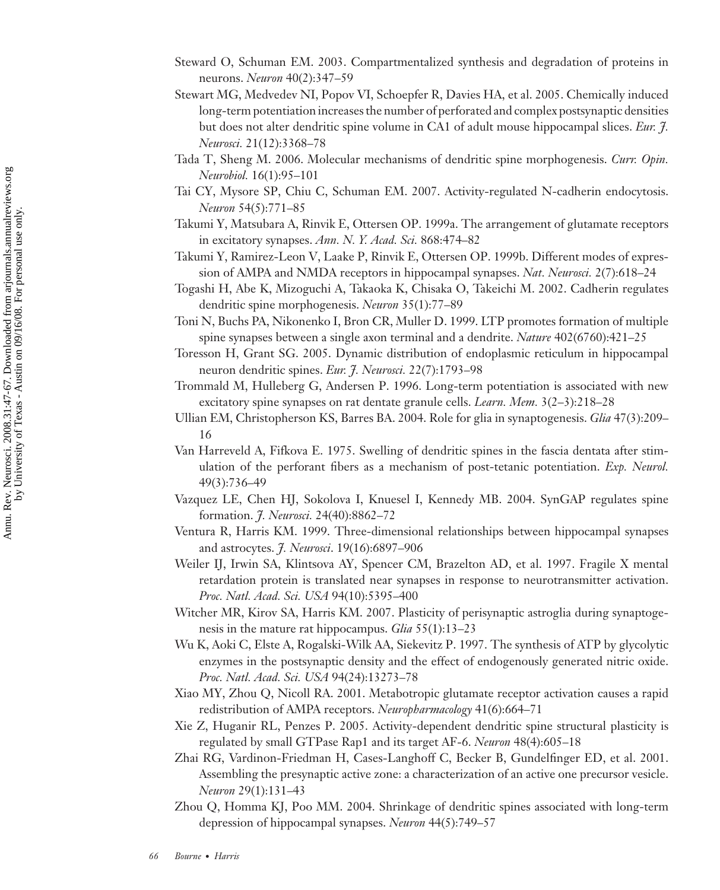Steward O, Schuman EM. 2003. Compartmentalized synthesis and degradation of proteins in neurons. *Neuron* 40(2):347–59

Stewart MG, Medvedev NI, Popov VI, Schoepfer R, Davies HA, et al. 2005. Chemically induced long-term potentiation increases the number of perforated and complex postsynaptic densities but does not alter dendritic spine volume in CA1 of adult mouse hippocampal slices. *Eur. J. Neurosci.* 21(12):3368–78

Tada T, Sheng M. 2006. Molecular mechanisms of dendritic spine morphogenesis. *Curr. Opin. Neurobiol.* 16(1):95–101

Tai CY, Mysore SP, Chiu C, Schuman EM. 2007. Activity-regulated N-cadherin endocytosis. *Neuron* 54(5):771–85

Takumi Y, Matsubara A, Rinvik E, Ottersen OP. 1999a. The arrangement of glutamate receptors in excitatory synapses. *Ann. N. Y. Acad. Sci.* 868:474–82

Takumi Y, Ramirez-Leon V, Laake P, Rinvik E, Ottersen OP. 1999b. Different modes of expression of AMPA and NMDA receptors in hippocampal synapses. *Nat. Neurosci.* 2(7):618–24

Togashi H, Abe K, Mizoguchi A, Takaoka K, Chisaka O, Takeichi M. 2002. Cadherin regulates dendritic spine morphogenesis. *Neuron* 35(1):77–89

Toni N, Buchs PA, Nikonenko I, Bron CR, Muller D. 1999. LTP promotes formation of multiple spine synapses between a single axon terminal and a dendrite. *Nature* 402(6760):421–25

Toresson H, Grant SG. 2005. Dynamic distribution of endoplasmic reticulum in hippocampal neuron dendritic spines. *Eur. J. Neurosci.* 22(7):1793–98

Trommald M, Hulleberg G, Andersen P. 1996. Long-term potentiation is associated with new excitatory spine synapses on rat dentate granule cells. *Learn. Mem.* 3(2–3):218–28

Ullian EM, Christopherson KS, Barres BA. 2004. Role for glia in synaptogenesis. *Glia* 47(3):209–16

Van Harreveld A, Fifkova E. 1975. Swelling of dendritic spines in the fascia dentata after stimulation of the perforant fibers as a mechanism of post-tetanic potentiation. *Exp. Neurol.* 49(3):736–49

Vazquez LE, Chen HJ, Sokolova I, Knuesel I, Kennedy MB. 2004. SynGAP regulates spine formation. *J. Neurosci.* 24(40):8862–72

Ventura R, Harris KM. 1999. Three-dimensional relationships between hippocampal synapses and astrocytes. *J. Neurosci*. 19(16):6897–906

Weiler IJ, Irwin SA, Klintsova AY, Spencer CM, Brazelton AD, et al. 1997. Fragile X mental retardation protein is translated near synapses in response to neurotransmitter activation. *Proc. Natl. Acad. Sci. USA* 94(10):5395–400

Witcher MR, Kirov SA, Harris KM. 2007. Plasticity of perisynaptic astroglia during synaptogenesis in the mature rat hippocampus. *Glia* 55(1):13–23

Wu K, Aoki C, Elste A, Rogalski-Wilk AA, Siekevitz P. 1997. The synthesis of ATP by glycolytic enzymes in the postsynaptic density and the effect of endogenously generated nitric oxide. *Proc. Natl. Acad. Sci. USA* 94(24):13273–78

Xiao MY, Zhou Q, Nicoll RA. 2001. Metabotropic glutamate receptor activation causes a rapid redistribution of AMPA receptors. *Neuropharmacology* 41(6):664–71

Xie Z, Huganir RL, Penzes P. 2005. Activity-dependent dendritic spine structural plasticity is regulated by small GTPase Rap1 and its target AF-6. *Neuron* 48(4):605–18

Zhai RG, Vardinon-Friedman H, Cases-Langhoff C, Becker B, Gundelfinger ED, et al. 2001. Assembling the presynaptic active zone: a characterization of an active one precursor vesicle. *Neuron* 29(1):131–43

Zhou Q, Homma KJ, Poo MM. 2004. Shrinkage of dendritic spines associated with long-term depression of hippocampal synapses. *Neuron* 44(5):749–57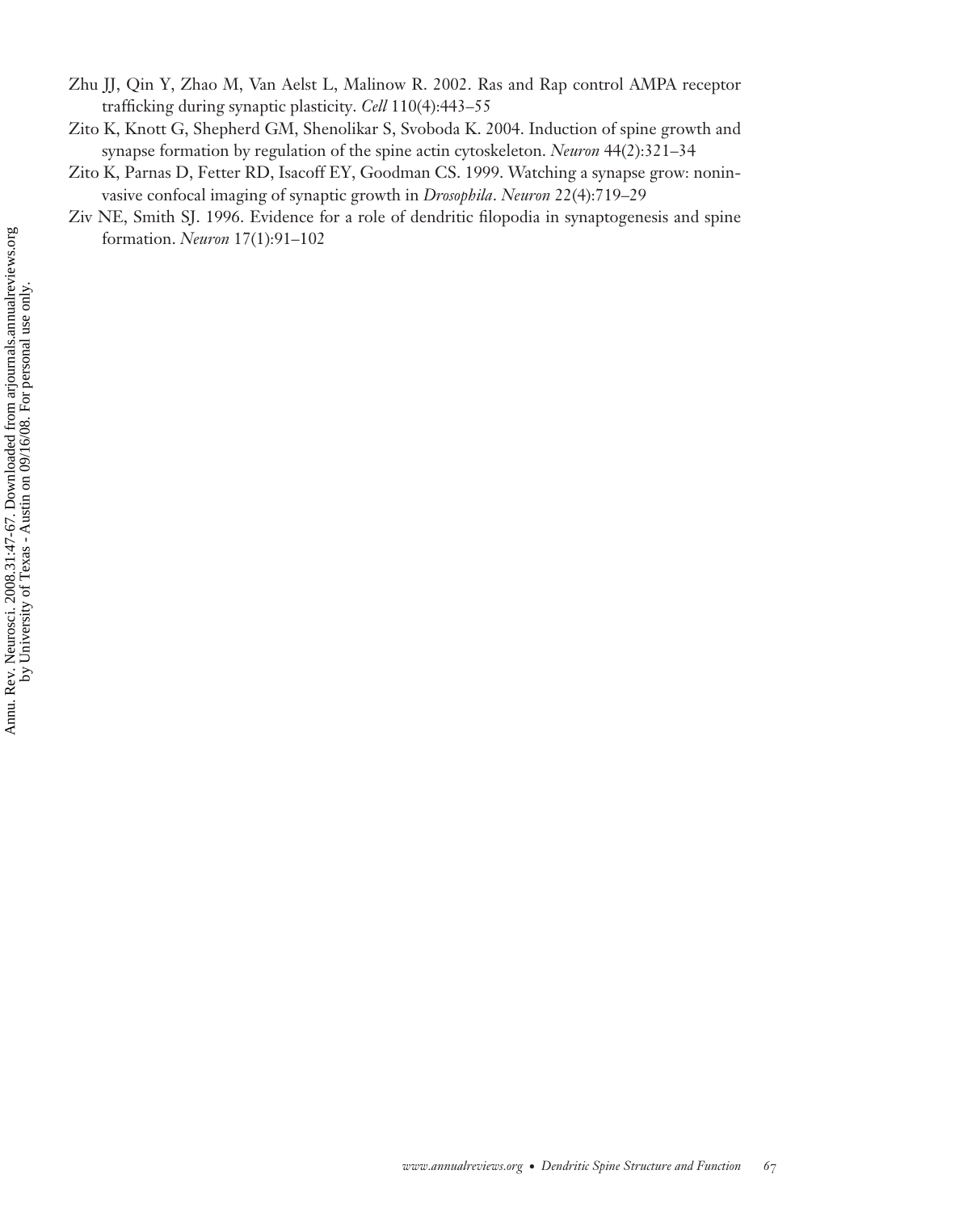Zhu JJ, Qin Y, Zhao M, Van Aelst L, Malinow R. 2002. Ras and Rap control AMPA receptor trafficking during synaptic plasticity. *Cell* 110(4):443–55

Zito K, Knott G, Shepherd GM, Shenolikar S, Svoboda K. 2004. Induction of spine growth and synapse formation by regulation of the spine actin cytoskeleton. *Neuron* 44(2):321–34

Zito K, Parnas D, Fetter RD, Isacoff EY, Goodman CS. 1999. Watching a synapse grow: noninvasive confocal imaging of synaptic growth in *Drosophila*. *Neuron* 22(4):719–29

Ziv NE, Smith SJ. 1996. Evidence for a role of dendritic filopodia in synaptogenesis and spine formation. *Neuron* 17(1):91–102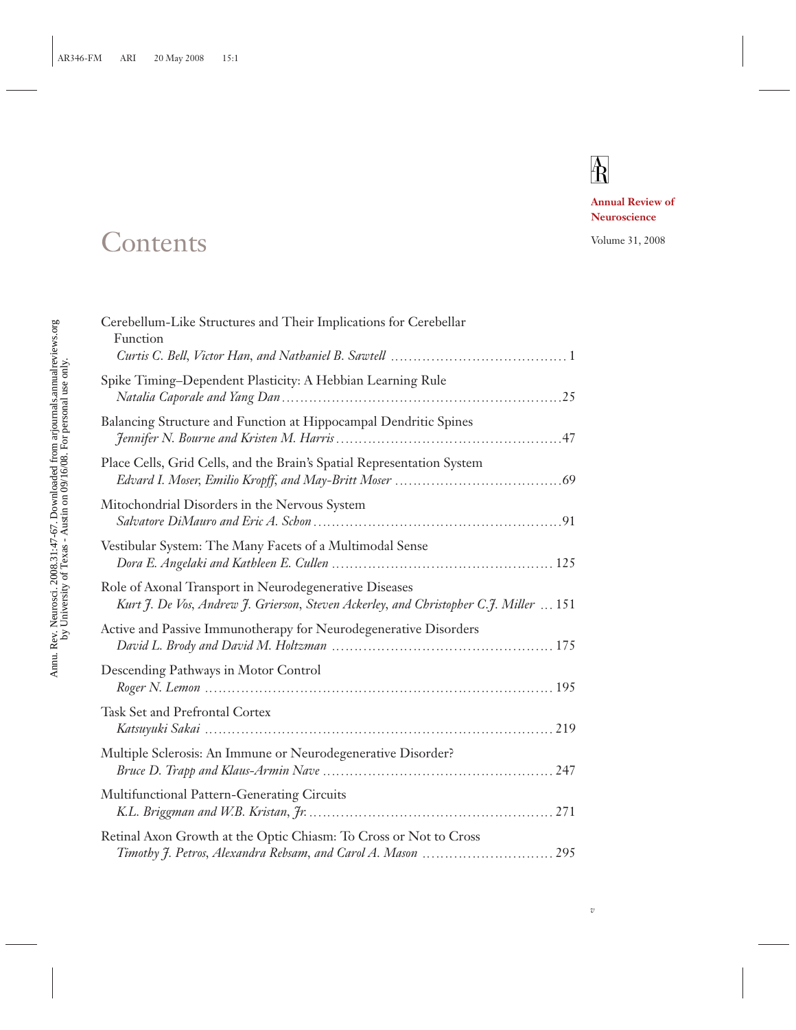Annual Review of Neuroscience

Volume 31, 2008

# Contents

Cerebellum-Like Structures and Their Implications for Cerebellar Function
*Curtis C. Bell, Victor Han, and Nathaniel B. Sawtell* ....................................... 1

Spike Timing–Dependent Plasticity: A Hebbian Learning Rule
*Natalia Caporale and Yang Dan* ............................................................ 25

Balancing Structure and Function at Hippocampal Dendritic Spines
*Jennifer N. Bourne and Kristen M. Harris* ................................................ 47

Place Cells, Grid Cells, and the Brain's Spatial Representation System
*Edvard I. Moser, Emilio Kropff, and May-Britt Moser* .................................... 69

Mitochondrial Disorders in the Nervous System
*Salvatore DiMauro and Eric A. Schon* ..................................................... 91

Vestibular System: The Many Facets of a Multimodal Sense
*Dora E. Angelaki and Kathleen E. Cullen* ................................................ 125

Role of Axonal Transport in Neurodegenerative Diseases
*Kurt J. De Vos, Andrew J. Grierson, Steven Ackerley, and Christopher C.J. Miller* ... 151

Active and Passive Immunotherapy for Neurodegenerative Disorders
*David L. Brody and David M. Holtzman* ................................................ 175

Descending Pathways in Motor Control
*Roger N. Lemon* ........................................................................... 195

Task Set and Prefrontal Cortex
*Katsuyuki Sakai* ........................................................................... 219

Multiple Sclerosis: An Immune or Neurodegenerative Disorder?
*Bruce D. Trapp and Klaus-Armin Nave* ................................................. 247

Multifunctional Pattern-Generating Circuits
*K.L. Briggman and W.B. Kristan, Jr.* .................................................... 271

Retinal Axon Growth at the Optic Chiasm: To Cross or Not to Cross
*Timothy J. Petros, Alexandra Rebsam, and Carol A. Mason* ............................ 295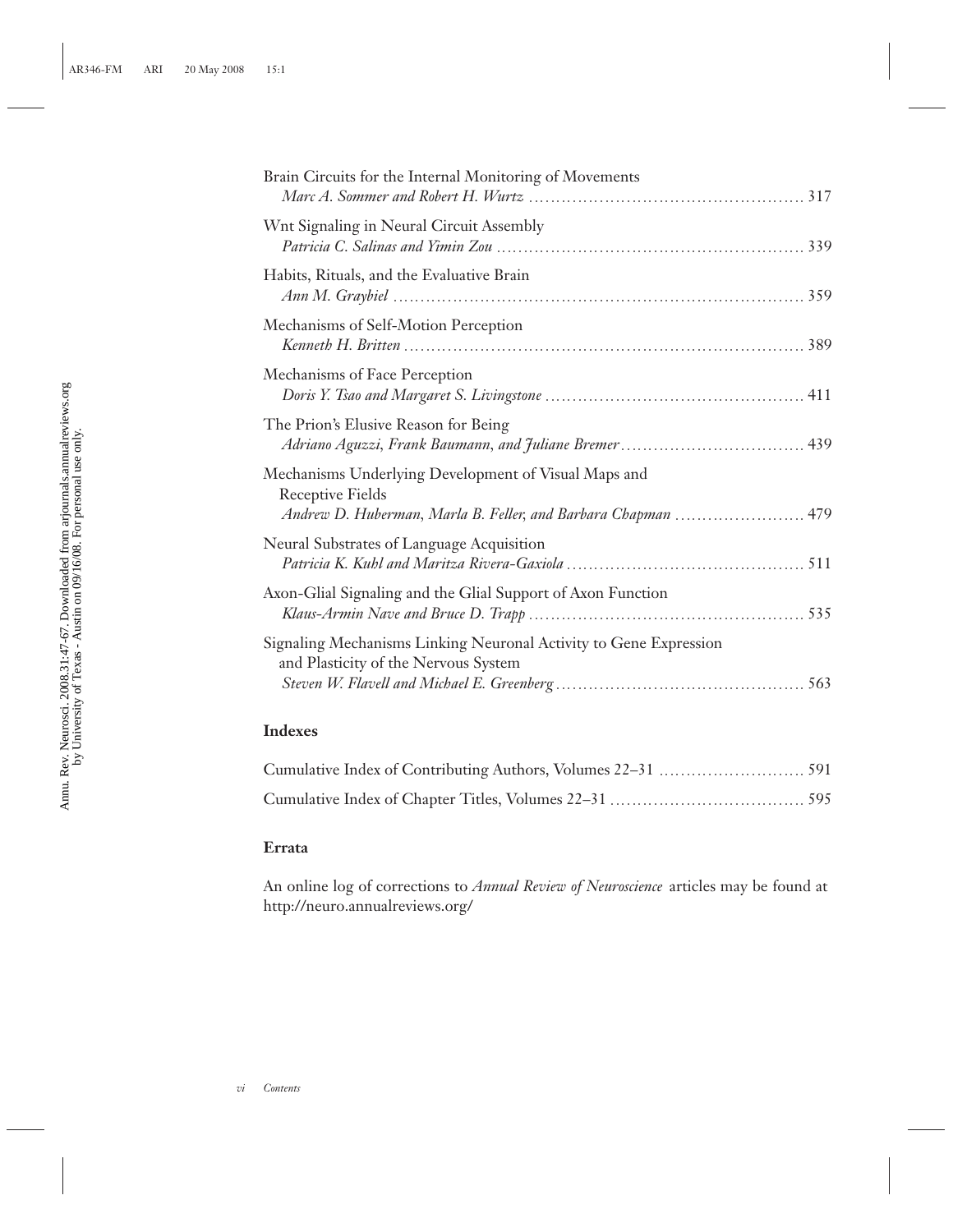Brain Circuits for the Internal Monitoring of Movements
*Marc A. Sommer and Robert H. Wurtz* ................................................ 317

Wnt Signaling in Neural Circuit Assembly
*Patricia C. Salinas and Yimin Zou* ...................................................... 339

Habits, Rituals, and the Evaluative Brain
*Ann M. Graybiel* ................................................................................ 359

Mechanisms of Self-Motion Perception
*Kenneth H. Britten* ............................................................................. 389

Mechanisms of Face Perception
*Doris Y. Tsao and Margaret S. Livingstone* .......................................... 411

The Prion's Elusive Reason for Being
*Adriano Aguzzi, Frank Baumann, and Juliane Bremer* ............................ 439

Mechanisms Underlying Development of Visual Maps and Receptive Fields
*Andrew D. Huberman, Marla B. Feller, and Barbara Chapman* .................. 479

Neural Substrates of Language Acquisition
*Patricia K. Kuhl and Maritza Rivera-Gaxiola* ........................................ 511

Axon-Glial Signaling and the Glial Support of Axon Function
*Klaus-Armin Nave and Bruce D. Trapp* ................................................ 535

Signaling Mechanisms Linking Neuronal Activity to Gene Expression and Plasticity of the Nervous System
*Steven W. Flavell and Michael E. Greenberg* ........................................ 563

## Indexes

Cumulative Index of Contributing Authors, Volumes 22–31 ......................... 591

Cumulative Index of Chapter Titles, Volumes 22–31 .................................. 595

## Errata

An online log of corrections to *Annual Review of Neuroscience* articles may be found at http://neuro.annualreviews.org/